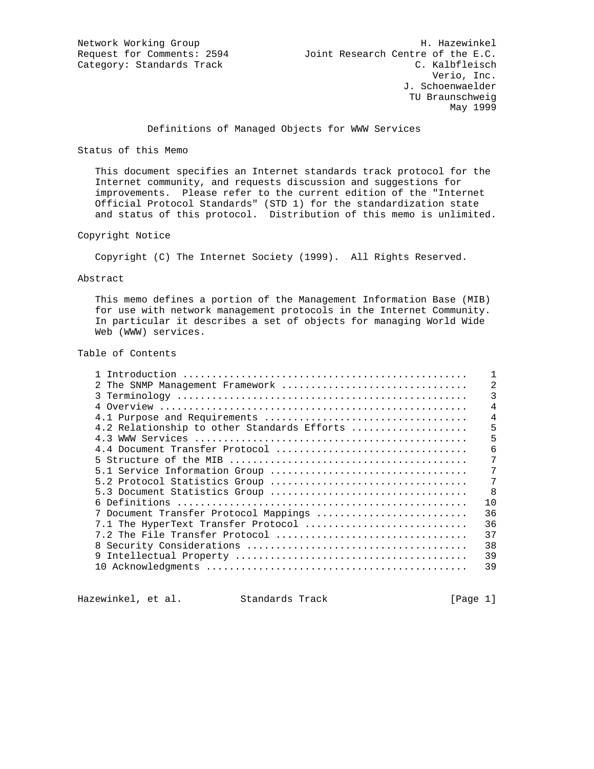Network Working Group H. Hazewinkel
Request for Comments: 2594 Joint Research Centre of the E.C.
Category: Standards Track C. Kalbfleisch
Verio, Inc.
J. Schoenwaelder
TU Braunschweig
May 1999

# Definitions of Managed Objects for WWW Services

## Status of this Memo

This document specifies an Internet standards track protocol for the Internet community, and requests discussion and suggestions for improvements. Please refer to the current edition of the "Internet Official Protocol Standards" (STD 1) for the standardization state and status of this protocol. Distribution of this memo is unlimited.

## Copyright Notice

Copyright (C) The Internet Society (1999). All Rights Reserved.

## Abstract

This memo defines a portion of the Management Information Base (MIB) for use with network management protocols in the Internet Community. In particular it describes a set of objects for managing World Wide Web (WWW) services.

## Table of Contents

```
1 Introduction ................................................    1
2 The SNMP Management Framework ...............................    2
3 Terminology .................................................    3
4 Overview ....................................................    4
4.1 Purpose and Requirements ..................................    4
4.2 Relationship to other Standards Efforts ...................    5
4.3 WWW Services ..............................................    5
4.4 Document Transfer Protocol ................................    6
5 Structure of the MIB ........................................    7
5.1 Service Information Group .................................    7
5.2 Protocol Statistics Group .................................    7
5.3 Document Statistics Group .................................    8
6 Definitions .................................................   10
7 Document Transfer Protocol Mappings .........................   36
7.1 The HyperText Transfer Protocol ...........................   36
7.2 The File Transfer Protocol ................................   37
8 Security Considerations .....................................   38
9 Intellectual Property .......................................   39
10 Acknowledgments ............................................   39
```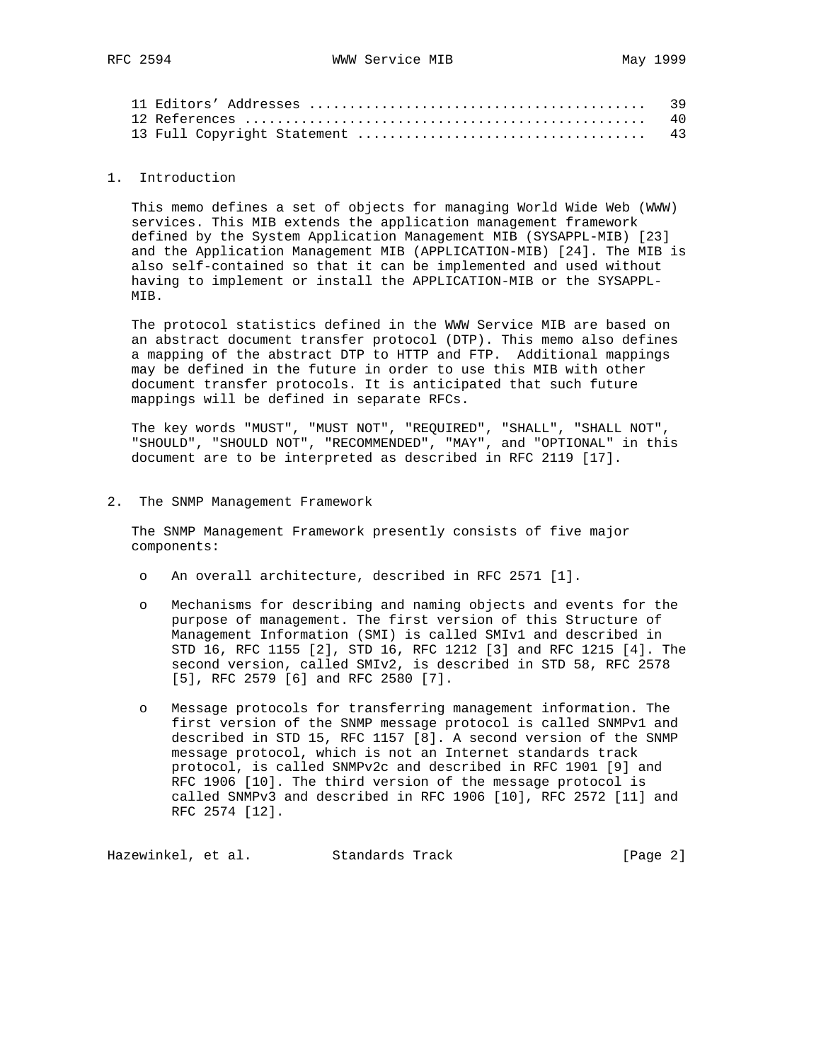11 Editors' Addresses ........................................ 39
12 References ................................................ 40
13 Full Copyright Statement .................................. 43

## 1. Introduction

This memo defines a set of objects for managing World Wide Web (WWW) services. This MIB extends the application management framework defined by the System Application Management MIB (SYSAPPL-MIB) [23] and the Application Management MIB (APPLICATION-MIB) [24]. The MIB is also self-contained so that it can be implemented and used without having to implement or install the APPLICATION-MIB or the SYSAPPL-MIB.

The protocol statistics defined in the WWW Service MIB are based on an abstract document transfer protocol (DTP). This memo also defines a mapping of the abstract DTP to HTTP and FTP. Additional mappings may be defined in the future in order to use this MIB with other document transfer protocols. It is anticipated that such future mappings will be defined in separate RFCs.

The key words "MUST", "MUST NOT", "REQUIRED", "SHALL", "SHALL NOT", "SHOULD", "SHOULD NOT", "RECOMMENDED", "MAY", and "OPTIONAL" in this document are to be interpreted as described in RFC 2119 [17].

## 2. The SNMP Management Framework

The SNMP Management Framework presently consists of five major components:

- An overall architecture, described in RFC 2571 [1].

- Mechanisms for describing and naming objects and events for the purpose of management. The first version of this Structure of Management Information (SMI) is called SMIv1 and described in STD 16, RFC 1155 [2], STD 16, RFC 1212 [3] and RFC 1215 [4]. The second version, called SMIv2, is described in STD 58, RFC 2578 [5], RFC 2579 [6] and RFC 2580 [7].

- Message protocols for transferring management information. The first version of the SNMP message protocol is called SNMPv1 and described in STD 15, RFC 1157 [8]. A second version of the SNMP message protocol, which is not an Internet standards track protocol, is called SNMPv2c and described in RFC 1901 [9] and RFC 1906 [10]. The third version of the message protocol is called SNMPv3 and described in RFC 1906 [10], RFC 2572 [11] and RFC 2574 [12].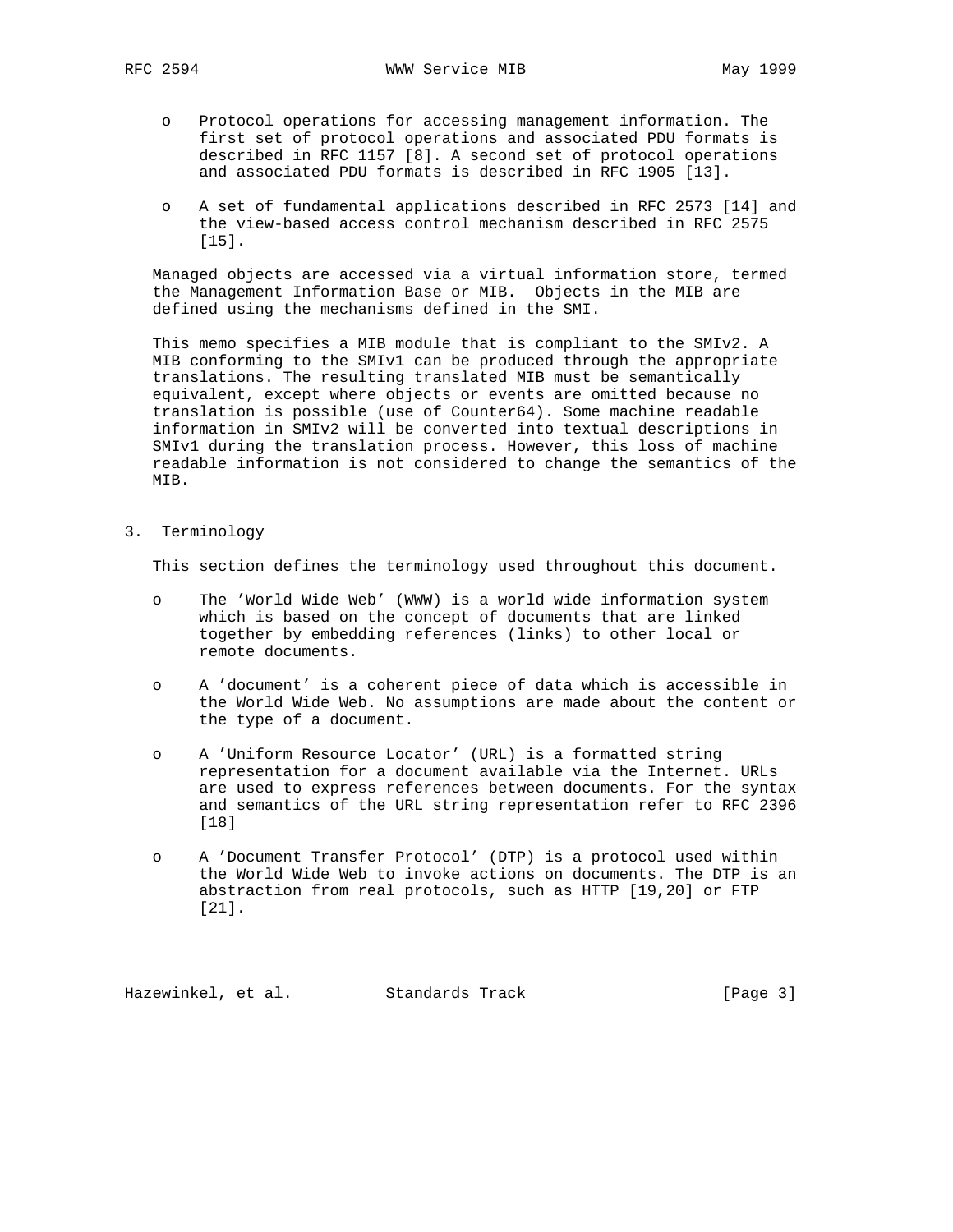- Protocol operations for accessing management information. The first set of protocol operations and associated PDU formats is described in RFC 1157 [8]. A second set of protocol operations and associated PDU formats is described in RFC 1905 [13].

- A set of fundamental applications described in RFC 2573 [14] and the view-based access control mechanism described in RFC 2575 [15].

Managed objects are accessed via a virtual information store, termed the Management Information Base or MIB. Objects in the MIB are defined using the mechanisms defined in the SMI.

This memo specifies a MIB module that is compliant to the SMIv2. A MIB conforming to the SMIv1 can be produced through the appropriate translations. The resulting translated MIB must be semantically equivalent, except where objects or events are omitted because no translation is possible (use of Counter64). Some machine readable information in SMIv2 will be converted into textual descriptions in SMIv1 during the translation process. However, this loss of machine readable information is not considered to change the semantics of the MIB.

## 3. Terminology

This section defines the terminology used throughout this document.

- The 'World Wide Web' (WWW) is a world wide information system which is based on the concept of documents that are linked together by embedding references (links) to other local or remote documents.

- A 'document' is a coherent piece of data which is accessible in the World Wide Web. No assumptions are made about the content or the type of a document.

- A 'Uniform Resource Locator' (URL) is a formatted string representation for a document available via the Internet. URLs are used to express references between documents. For the syntax and semantics of the URL string representation refer to RFC 2396 [18]

- A 'Document Transfer Protocol' (DTP) is a protocol used within the World Wide Web to invoke actions on documents. The DTP is an abstraction from real protocols, such as HTTP [19,20] or FTP [21].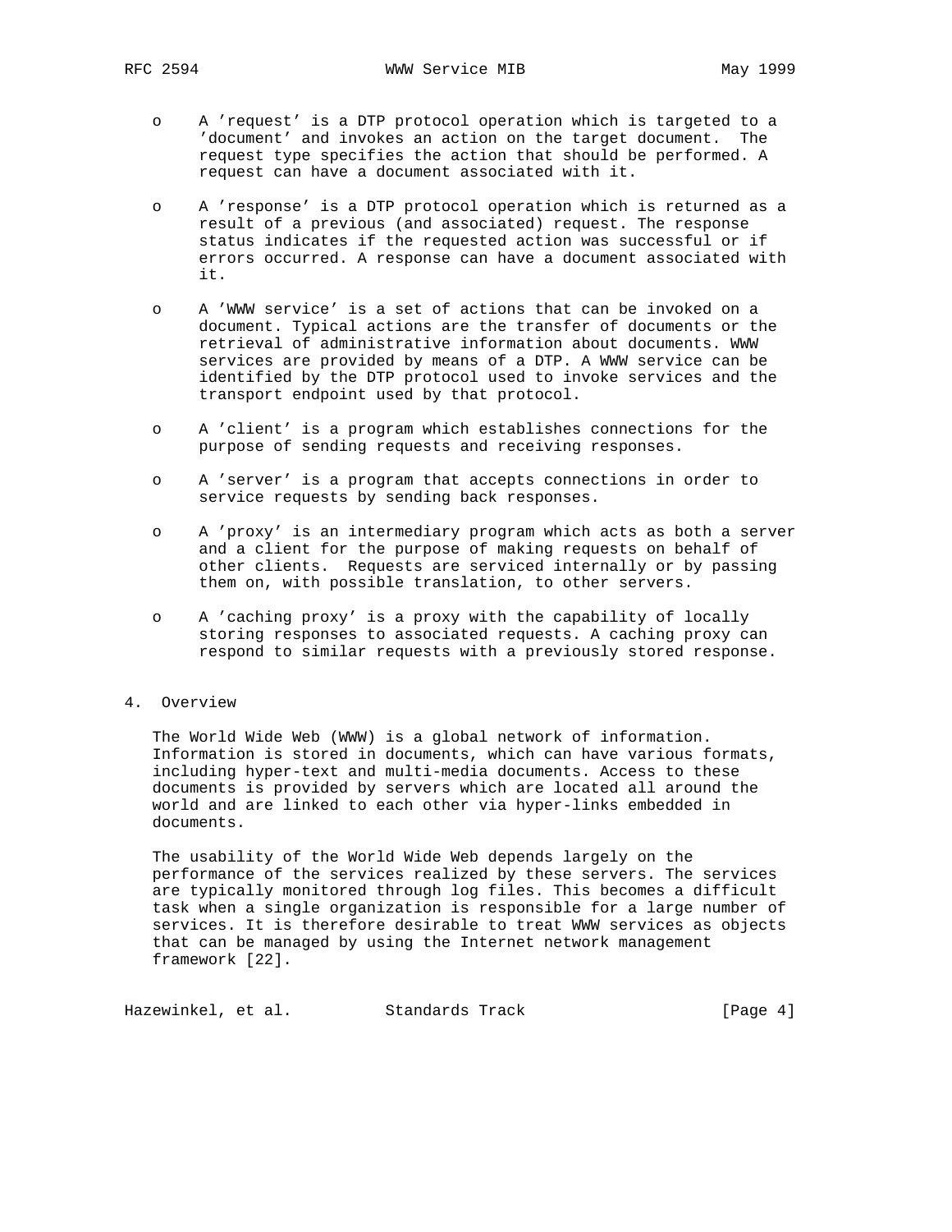- A 'request' is a DTP protocol operation which is targeted to a 'document' and invokes an action on the target document. The request type specifies the action that should be performed. A request can have a document associated with it.

- A 'response' is a DTP protocol operation which is returned as a result of a previous (and associated) request. The response status indicates if the requested action was successful or if errors occurred. A response can have a document associated with it.

- A 'WWW service' is a set of actions that can be invoked on a document. Typical actions are the transfer of documents or the retrieval of administrative information about documents. WWW services are provided by means of a DTP. A WWW service can be identified by the DTP protocol used to invoke services and the transport endpoint used by that protocol.

- A 'client' is a program which establishes connections for the purpose of sending requests and receiving responses.

- A 'server' is a program that accepts connections in order to service requests by sending back responses.

- A 'proxy' is an intermediary program which acts as both a server and a client for the purpose of making requests on behalf of other clients. Requests are serviced internally or by passing them on, with possible translation, to other servers.

- A 'caching proxy' is a proxy with the capability of locally storing responses to associated requests. A caching proxy can respond to similar requests with a previously stored response.

## 4. Overview

The World Wide Web (WWW) is a global network of information. Information is stored in documents, which can have various formats, including hyper-text and multi-media documents. Access to these documents is provided by servers which are located all around the world and are linked to each other via hyper-links embedded in documents.

The usability of the World Wide Web depends largely on the performance of the services realized by these servers. The services are typically monitored through log files. This becomes a difficult task when a single organization is responsible for a large number of services. It is therefore desirable to treat WWW services as objects that can be managed by using the Internet network management framework [22].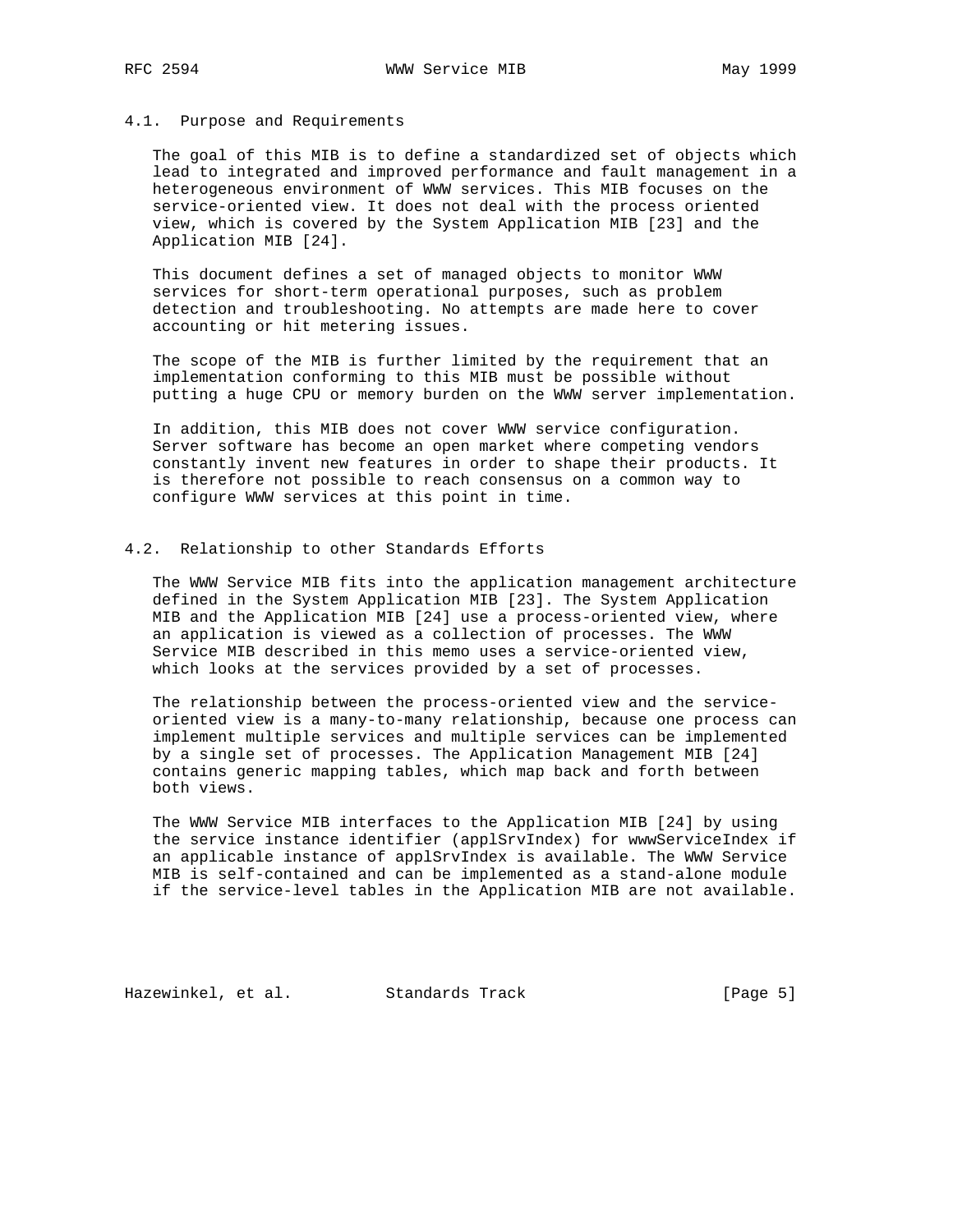### 4.1. Purpose and Requirements

The goal of this MIB is to define a standardized set of objects which lead to integrated and improved performance and fault management in a heterogeneous environment of WWW services. This MIB focuses on the service-oriented view. It does not deal with the process oriented view, which is covered by the System Application MIB [23] and the Application MIB [24].

This document defines a set of managed objects to monitor WWW services for short-term operational purposes, such as problem detection and troubleshooting. No attempts are made here to cover accounting or hit metering issues.

The scope of the MIB is further limited by the requirement that an implementation conforming to this MIB must be possible without putting a huge CPU or memory burden on the WWW server implementation.

In addition, this MIB does not cover WWW service configuration. Server software has become an open market where competing vendors constantly invent new features in order to shape their products. It is therefore not possible to reach consensus on a common way to configure WWW services at this point in time.

### 4.2. Relationship to other Standards Efforts

The WWW Service MIB fits into the application management architecture defined in the System Application MIB [23]. The System Application MIB and the Application MIB [24] use a process-oriented view, where an application is viewed as a collection of processes. The WWW Service MIB described in this memo uses a service-oriented view, which looks at the services provided by a set of processes.

The relationship between the process-oriented view and the service-oriented view is a many-to-many relationship, because one process can implement multiple services and multiple services can be implemented by a single set of processes. The Application Management MIB [24] contains generic mapping tables, which map back and forth between both views.

The WWW Service MIB interfaces to the Application MIB [24] by using the service instance identifier (applSrvIndex) for wwwServiceIndex if an applicable instance of applSrvIndex is available. The WWW Service MIB is self-contained and can be implemented as a stand-alone module if the service-level tables in the Application MIB are not available.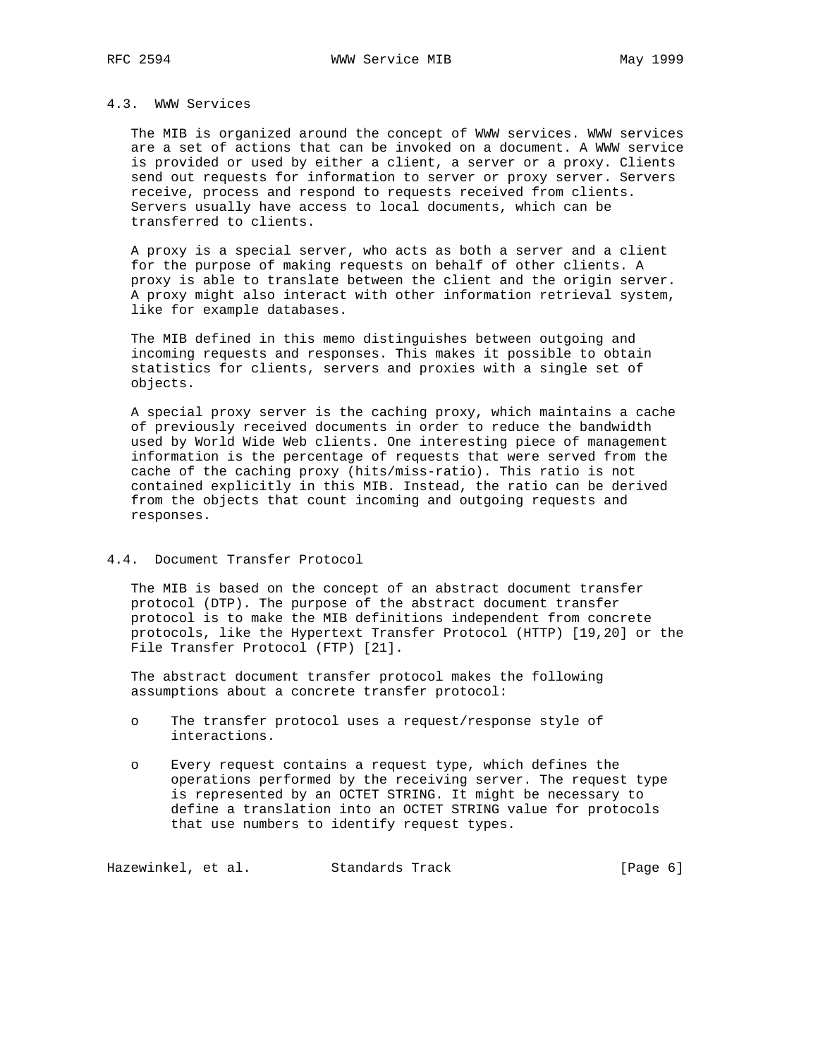### 4.3. WWW Services

The MIB is organized around the concept of WWW services. WWW services are a set of actions that can be invoked on a document. A WWW service is provided or used by either a client, a server or a proxy. Clients send out requests for information to server or proxy server. Servers receive, process and respond to requests received from clients. Servers usually have access to local documents, which can be transferred to clients.

A proxy is a special server, who acts as both a server and a client for the purpose of making requests on behalf of other clients. A proxy is able to translate between the client and the origin server. A proxy might also interact with other information retrieval system, like for example databases.

The MIB defined in this memo distinguishes between outgoing and incoming requests and responses. This makes it possible to obtain statistics for clients, servers and proxies with a single set of objects.

A special proxy server is the caching proxy, which maintains a cache of previously received documents in order to reduce the bandwidth used by World Wide Web clients. One interesting piece of management information is the percentage of requests that were served from the cache of the caching proxy (hits/miss-ratio). This ratio is not contained explicitly in this MIB. Instead, the ratio can be derived from the objects that count incoming and outgoing requests and responses.

### 4.4. Document Transfer Protocol

The MIB is based on the concept of an abstract document transfer protocol (DTP). The purpose of the abstract document transfer protocol is to make the MIB definitions independent from concrete protocols, like the Hypertext Transfer Protocol (HTTP) [19,20] or the File Transfer Protocol (FTP) [21].

The abstract document transfer protocol makes the following assumptions about a concrete transfer protocol:

- The transfer protocol uses a request/response style of interactions.

- Every request contains a request type, which defines the operations performed by the receiving server. The request type is represented by an OCTET STRING. It might be necessary to define a translation into an OCTET STRING value for protocols that use numbers to identify request types.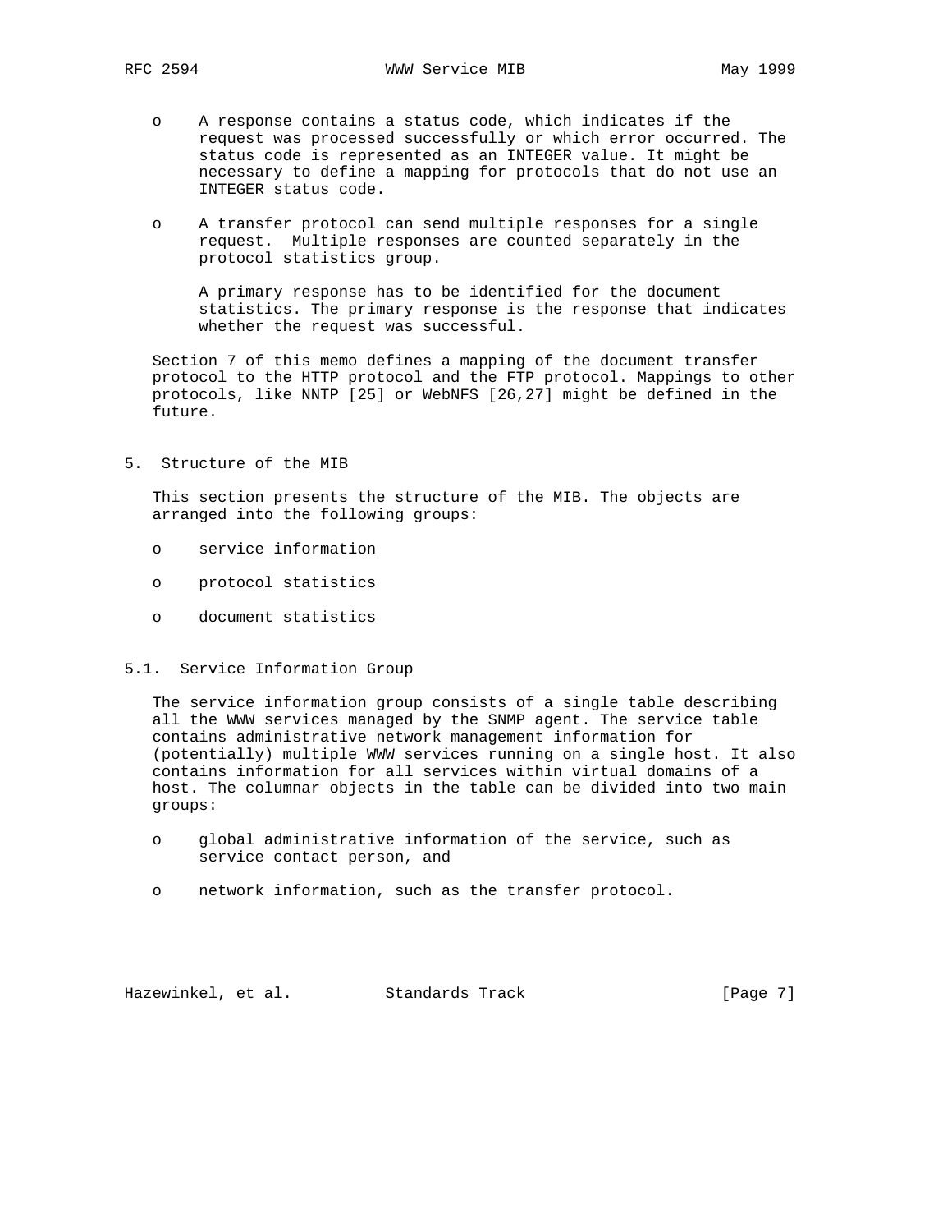- A response contains a status code, which indicates if the request was processed successfully or which error occurred. The status code is represented as an INTEGER value. It might be necessary to define a mapping for protocols that do not use an INTEGER status code.

- A transfer protocol can send multiple responses for a single request. Multiple responses are counted separately in the protocol statistics group.

  A primary response has to be identified for the document statistics. The primary response is the response that indicates whether the request was successful.

Section 7 of this memo defines a mapping of the document transfer protocol to the HTTP protocol and the FTP protocol. Mappings to other protocols, like NNTP [25] or WebNFS [26,27] might be defined in the future.

## 5. Structure of the MIB

This section presents the structure of the MIB. The objects are arranged into the following groups:

- service information

- protocol statistics

- document statistics

### 5.1. Service Information Group

The service information group consists of a single table describing all the WWW services managed by the SNMP agent. The service table contains administrative network management information for (potentially) multiple WWW services running on a single host. It also contains information for all services within virtual domains of a host. The columnar objects in the table can be divided into two main groups:

- global administrative information of the service, such as service contact person, and

- network information, such as the transfer protocol.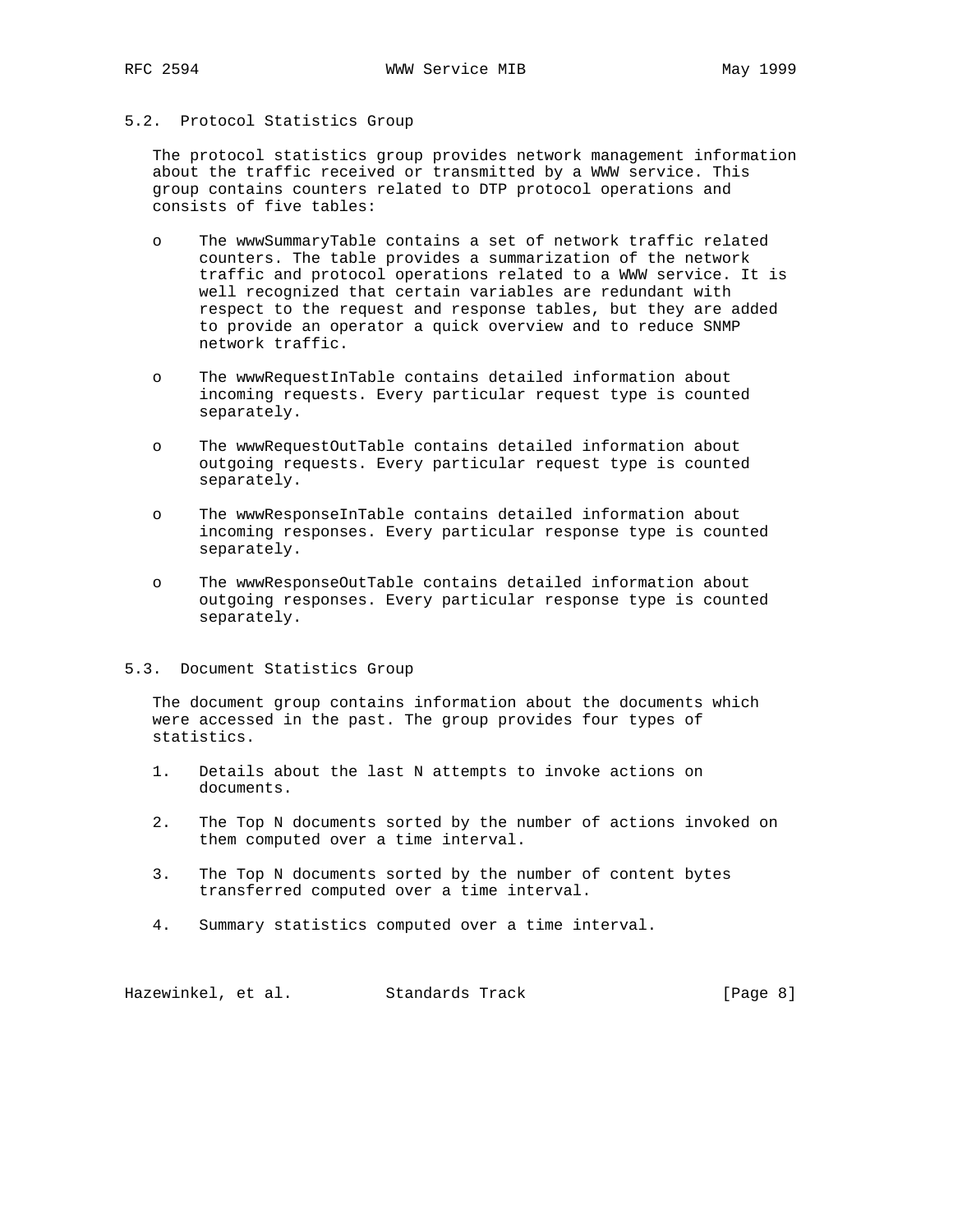## 5.2. Protocol Statistics Group

The protocol statistics group provides network management information about the traffic received or transmitted by a WWW service. This group contains counters related to DTP protocol operations and consists of five tables:

- The wwwSummaryTable contains a set of network traffic related counters. The table provides a summarization of the network traffic and protocol operations related to a WWW service. It is well recognized that certain variables are redundant with respect to the request and response tables, but they are added to provide an operator a quick overview and to reduce SNMP network traffic.

- The wwwRequestInTable contains detailed information about incoming requests. Every particular request type is counted separately.

- The wwwRequestOutTable contains detailed information about outgoing requests. Every particular request type is counted separately.

- The wwwResponseInTable contains detailed information about incoming responses. Every particular response type is counted separately.

- The wwwResponseOutTable contains detailed information about outgoing responses. Every particular response type is counted separately.

## 5.3. Document Statistics Group

The document group contains information about the documents which were accessed in the past. The group provides four types of statistics.

1. Details about the last N attempts to invoke actions on documents.

2. The Top N documents sorted by the number of actions invoked on them computed over a time interval.

3. The Top N documents sorted by the number of content bytes transferred computed over a time interval.

4. Summary statistics computed over a time interval.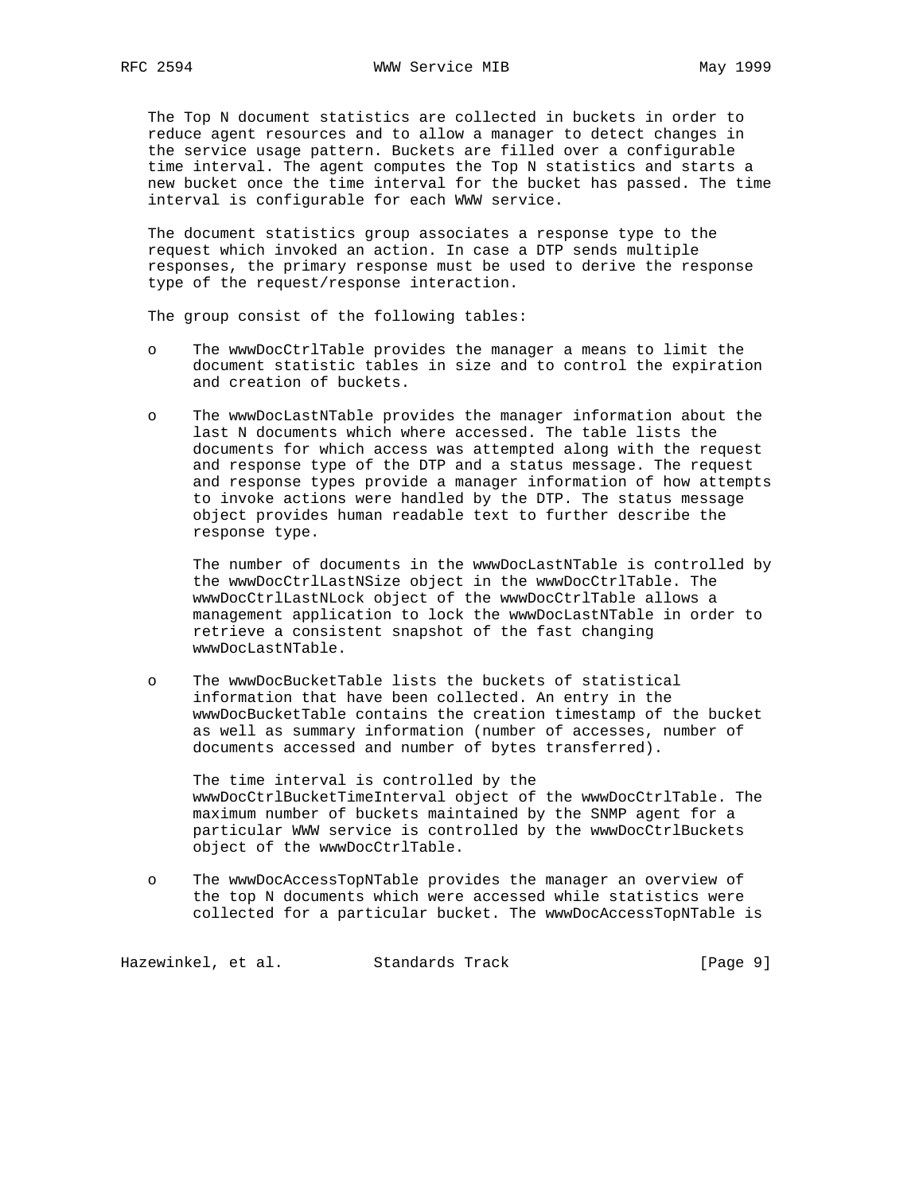The Top N document statistics are collected in buckets in order to reduce agent resources and to allow a manager to detect changes in the service usage pattern. Buckets are filled over a configurable time interval. The agent computes the Top N statistics and starts a new bucket once the time interval for the bucket has passed. The time interval is configurable for each WWW service.

The document statistics group associates a response type to the request which invoked an action. In case a DTP sends multiple responses, the primary response must be used to derive the response type of the request/response interaction.

The group consist of the following tables:

- The wwwDocCtrlTable provides the manager a means to limit the document statistic tables in size and to control the expiration and creation of buckets.

- The wwwDocLastNTable provides the manager information about the last N documents which where accessed. The table lists the documents for which access was attempted along with the request and response type of the DTP and a status message. The request and response types provide a manager information of how attempts to invoke actions were handled by the DTP. The status message object provides human readable text to further describe the response type.

  The number of documents in the wwwDocLastNTable is controlled by the wwwDocCtrlLastNSize object in the wwwDocCtrlTable. The wwwDocCtrlLastNLock object of the wwwDocCtrlTable allows a management application to lock the wwwDocLastNTable in order to retrieve a consistent snapshot of the fast changing wwwDocLastNTable.

- The wwwDocBucketTable lists the buckets of statistical information that have been collected. An entry in the wwwDocBucketTable contains the creation timestamp of the bucket as well as summary information (number of accesses, number of documents accessed and number of bytes transferred).

  The time interval is controlled by the wwwDocCtrlBucketTimeInterval object of the wwwDocCtrlTable. The maximum number of buckets maintained by the SNMP agent for a particular WWW service is controlled by the wwwDocCtrlBuckets object of the wwwDocCtrlTable.

- The wwwDocAccessTopNTable provides the manager an overview of the top N documents which were accessed while statistics were collected for a particular bucket. The wwwDocAccessTopNTable is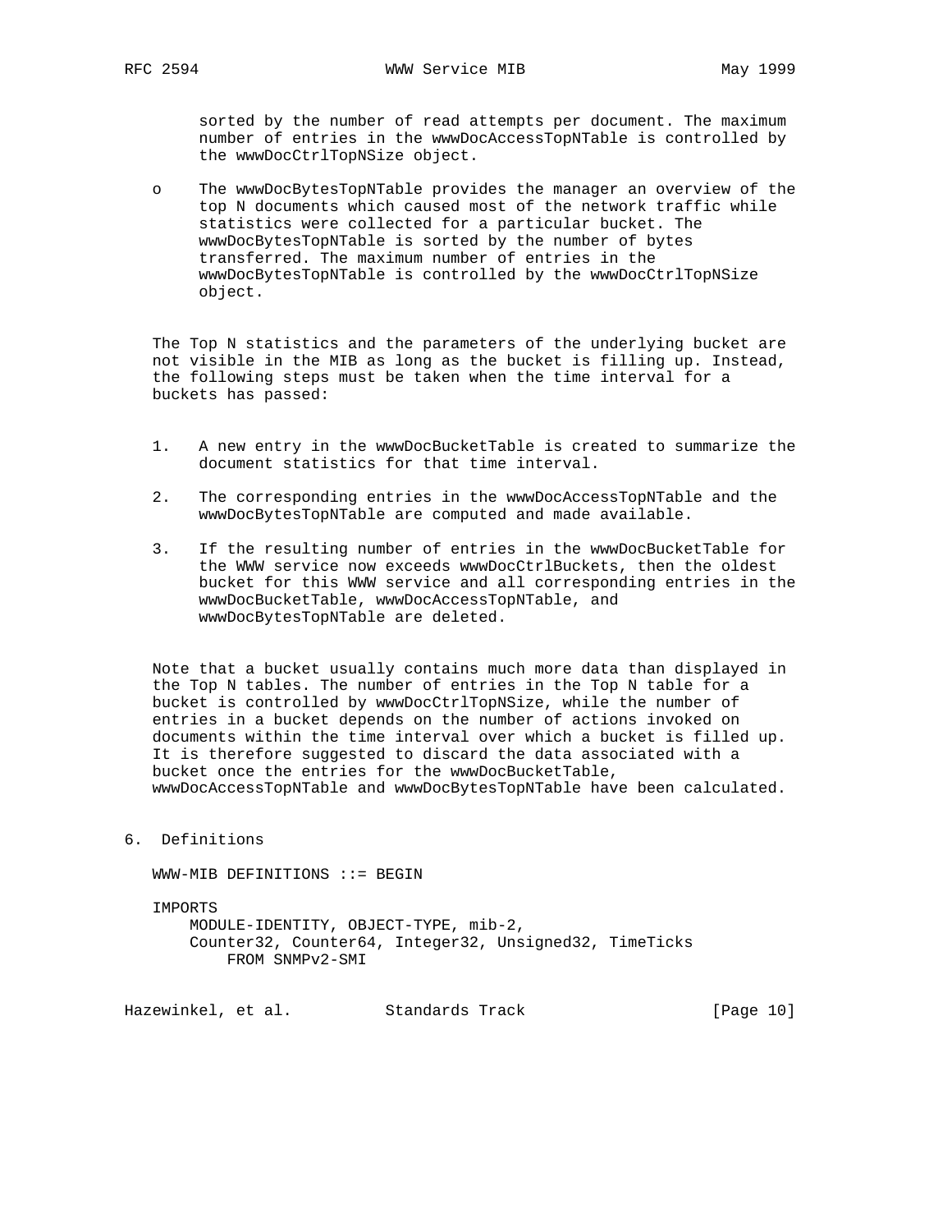sorted by the number of read attempts per document. The maximum number of entries in the wwwDocAccessTopNTable is controlled by the wwwDocCtrlTopNSize object.

- o The wwwDocBytesTopNTable provides the manager an overview of the top N documents which caused most of the network traffic while statistics were collected for a particular bucket. The wwwDocBytesTopNTable is sorted by the number of bytes transferred. The maximum number of entries in the wwwDocBytesTopNTable is controlled by the wwwDocCtrlTopNSize object.

The Top N statistics and the parameters of the underlying bucket are not visible in the MIB as long as the bucket is filling up. Instead, the following steps must be taken when the time interval for a buckets has passed:

1. A new entry in the wwwDocBucketTable is created to summarize the document statistics for that time interval.

2. The corresponding entries in the wwwDocAccessTopNTable and the wwwDocBytesTopNTable are computed and made available.

3. If the resulting number of entries in the wwwDocBucketTable for the WWW service now exceeds wwwDocCtrlBuckets, then the oldest bucket for this WWW service and all corresponding entries in the wwwDocBucketTable, wwwDocAccessTopNTable, and wwwDocBytesTopNTable are deleted.

Note that a bucket usually contains much more data than displayed in the Top N tables. The number of entries in the Top N table for a bucket is controlled by wwwDocCtrlTopNSize, while the number of entries in a bucket depends on the number of actions invoked on documents within the time interval over which a bucket is filled up. It is therefore suggested to discard the data associated with a bucket once the entries for the wwwDocBucketTable, wwwDocAccessTopNTable and wwwDocBytesTopNTable have been calculated.

## 6. Definitions

```
WWW-MIB DEFINITIONS ::= BEGIN

IMPORTS
    MODULE-IDENTITY, OBJECT-TYPE, mib-2,
    Counter32, Counter64, Integer32, Unsigned32, TimeTicks
        FROM SNMPv2-SMI
```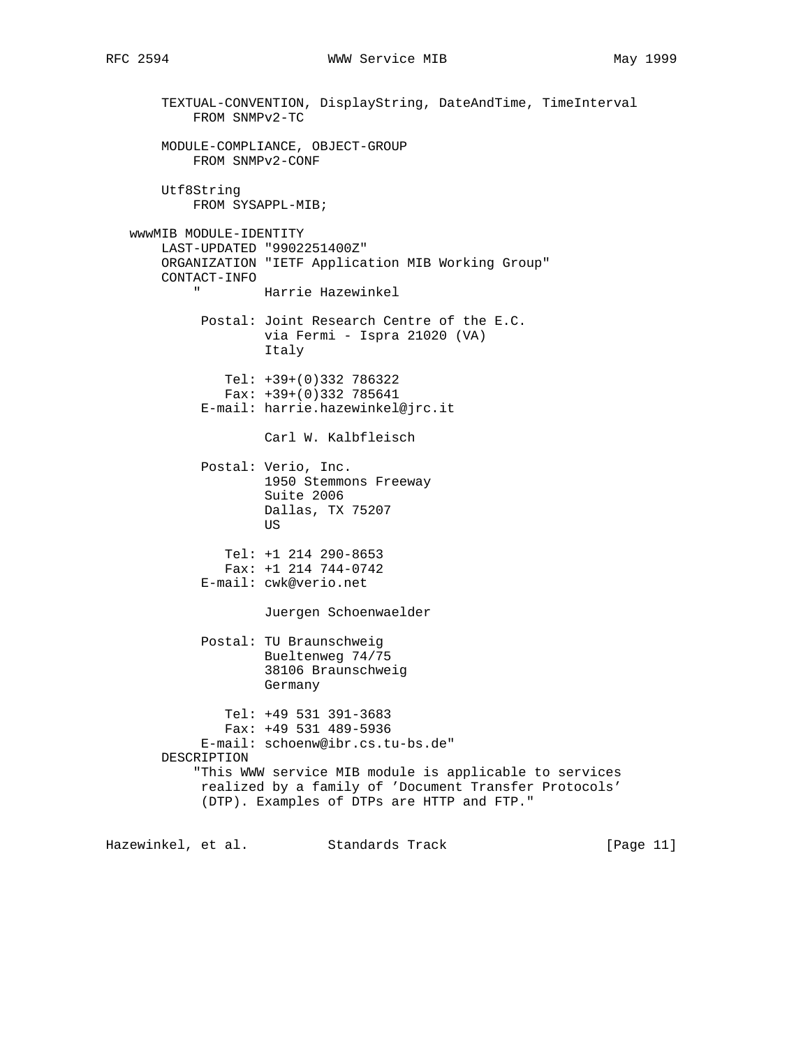```
       TEXTUAL-CONVENTION, DisplayString, DateAndTime, TimeInterval
           FROM SNMPv2-TC

       MODULE-COMPLIANCE, OBJECT-GROUP
           FROM SNMPv2-CONF

       Utf8String
           FROM SYSAPPL-MIB;

   wwwMIB MODULE-IDENTITY
       LAST-UPDATED "9902251400Z"
       ORGANIZATION "IETF Application MIB Working Group"
       CONTACT-INFO
           "        Harrie Hazewinkel

            Postal: Joint Research Centre of the E.C.
                    via Fermi - Ispra 21020 (VA)
                    Italy

               Tel: +39+(0)332 786322
               Fax: +39+(0)332 785641
            E-mail: harrie.hazewinkel@jrc.it

                    Carl W. Kalbfleisch

            Postal: Verio, Inc.
                    1950 Stemmons Freeway
                    Suite 2006
                    Dallas, TX 75207
                    US

               Tel: +1 214 290-8653
               Fax: +1 214 744-0742
            E-mail: cwk@verio.net

                    Juergen Schoenwaelder

            Postal: TU Braunschweig
                    Bueltenweg 74/75
                    38106 Braunschweig
                    Germany

               Tel: +49 531 391-3683
               Fax: +49 531 489-5936
            E-mail: schoenw@ibr.cs.tu-bs.de"
       DESCRIPTION
           "This WWW service MIB module is applicable to services
            realized by a family of 'Document Transfer Protocols'
            (DTP). Examples of DTPs are HTTP and FTP."
```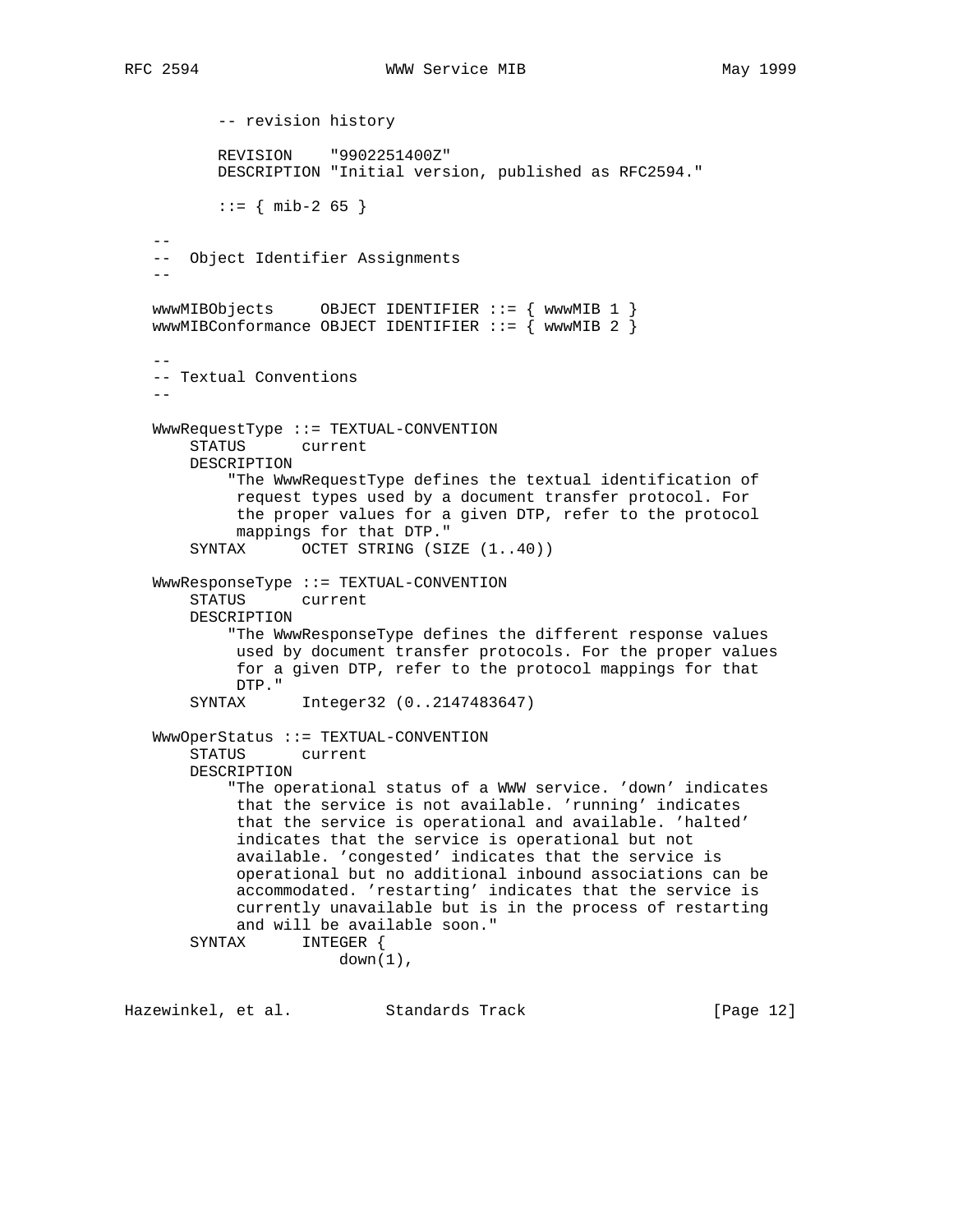```
          -- revision history

          REVISION    "9902251400Z"
          DESCRIPTION "Initial version, published as RFC2594."

          ::= { mib-2 65 }

   --
   --  Object Identifier Assignments
   --

   wwwMIBObjects     OBJECT IDENTIFIER ::= { wwwMIB 1 }
   wwwMIBConformance OBJECT IDENTIFIER ::= { wwwMIB 2 }

   --
   -- Textual Conventions
   --

   WwwRequestType ::= TEXTUAL-CONVENTION
       STATUS      current
       DESCRIPTION
           "The WwwRequestType defines the textual identification of
            request types used by a document transfer protocol. For
            the proper values for a given DTP, refer to the protocol
            mappings for that DTP."
       SYNTAX      OCTET STRING (SIZE (1..40))

   WwwResponseType ::= TEXTUAL-CONVENTION
       STATUS      current
       DESCRIPTION
           "The WwwResponseType defines the different response values
            used by document transfer protocols. For the proper values
            for a given DTP, refer to the protocol mappings for that
            DTP."
       SYNTAX      Integer32 (0..2147483647)

   WwwOperStatus ::= TEXTUAL-CONVENTION
       STATUS      current
       DESCRIPTION
           "The operational status of a WWW service. 'down' indicates
            that the service is not available. 'running' indicates
            that the service is operational and available. 'halted'
            indicates that the service is operational but not
            available. 'congested' indicates that the service is
            operational but no additional inbound associations can be
            accommodated. 'restarting' indicates that the service is
            currently unavailable but is in the process of restarting
            and will be available soon."
       SYNTAX      INTEGER {
                       down(1),
```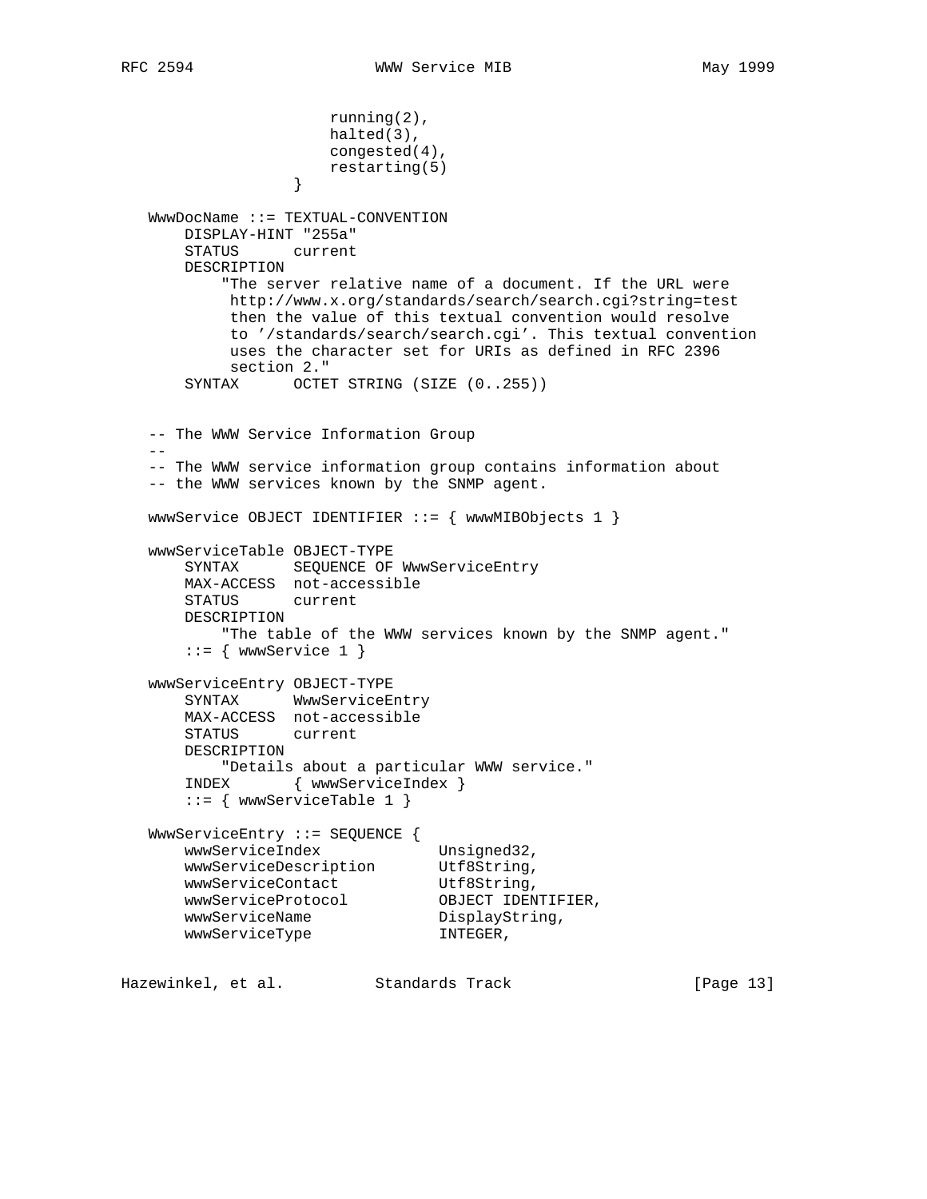```
                        running(2),
                        halted(3),
                        congested(4),
                        restarting(5)
                   }

   WwwDocName ::= TEXTUAL-CONVENTION
       DISPLAY-HINT "255a"
       STATUS      current
       DESCRIPTION
           "The server relative name of a document. If the URL were
            http://www.x.org/standards/search/search.cgi?string=test
            then the value of this textual convention would resolve
            to '/standards/search/search.cgi'. This textual convention
            uses the character set for URIs as defined in RFC 2396
            section 2."
       SYNTAX      OCTET STRING (SIZE (0..255))


   -- The WWW Service Information Group
   --
   -- The WWW service information group contains information about
   -- the WWW services known by the SNMP agent.

   wwwService OBJECT IDENTIFIER ::= { wwwMIBObjects 1 }

   wwwServiceTable OBJECT-TYPE
       SYNTAX      SEQUENCE OF WwwServiceEntry
       MAX-ACCESS  not-accessible
       STATUS      current
       DESCRIPTION
           "The table of the WWW services known by the SNMP agent."
       ::= { wwwService 1 }

   wwwServiceEntry OBJECT-TYPE
       SYNTAX      WwwServiceEntry
       MAX-ACCESS  not-accessible
       STATUS      current
       DESCRIPTION
           "Details about a particular WWW service."
       INDEX       { wwwServiceIndex }
       ::= { wwwServiceTable 1 }

   WwwServiceEntry ::= SEQUENCE {
       wwwServiceIndex             Unsigned32,
       wwwServiceDescription       Utf8String,
       wwwServiceContact           Utf8String,
       wwwServiceProtocol          OBJECT IDENTIFIER,
       wwwServiceName              DisplayString,
       wwwServiceType              INTEGER,
```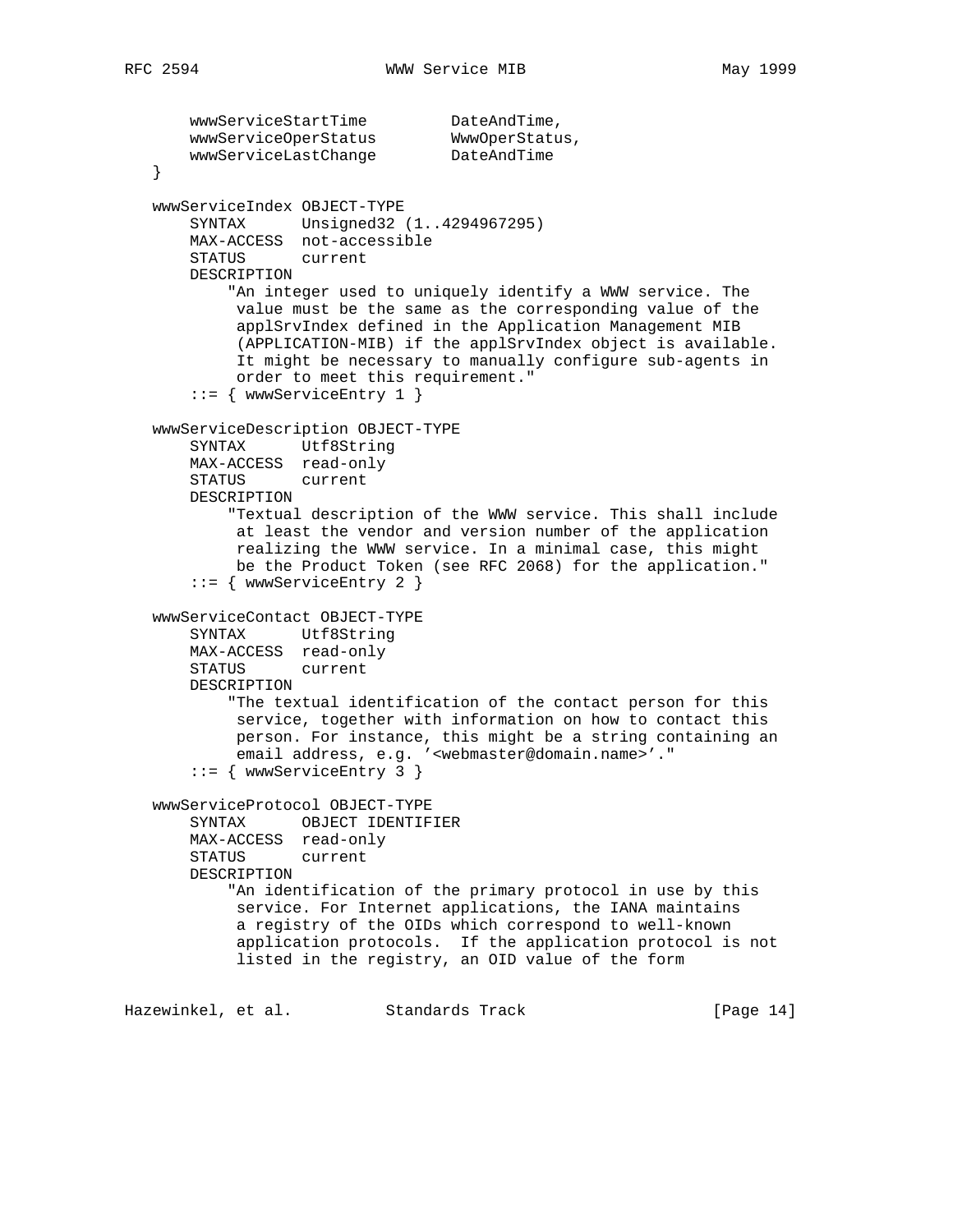```
       wwwServiceStartTime         DateAndTime,
       wwwServiceOperStatus        WwwOperStatus,
       wwwServiceLastChange        DateAndTime
   }

   wwwServiceIndex OBJECT-TYPE
       SYNTAX      Unsigned32 (1..4294967295)
       MAX-ACCESS  not-accessible
       STATUS      current
       DESCRIPTION
           "An integer used to uniquely identify a WWW service. The
            value must be the same as the corresponding value of the
            applSrvIndex defined in the Application Management MIB
            (APPLICATION-MIB) if the applSrvIndex object is available.
            It might be necessary to manually configure sub-agents in
            order to meet this requirement."
       ::= { wwwServiceEntry 1 }

   wwwServiceDescription OBJECT-TYPE
       SYNTAX      Utf8String
       MAX-ACCESS  read-only
       STATUS      current
       DESCRIPTION
           "Textual description of the WWW service. This shall include
            at least the vendor and version number of the application
            realizing the WWW service. In a minimal case, this might
            be the Product Token (see RFC 2068) for the application."
       ::= { wwwServiceEntry 2 }

   wwwServiceContact OBJECT-TYPE
       SYNTAX      Utf8String
       MAX-ACCESS  read-only
       STATUS      current
       DESCRIPTION
           "The textual identification of the contact person for this
            service, together with information on how to contact this
            person. For instance, this might be a string containing an
            email address, e.g. '<webmaster@domain.name>'."
       ::= { wwwServiceEntry 3 }

   wwwServiceProtocol OBJECT-TYPE
       SYNTAX      OBJECT IDENTIFIER
       MAX-ACCESS  read-only
       STATUS      current
       DESCRIPTION
           "An identification of the primary protocol in use by this
            service. For Internet applications, the IANA maintains
            a registry of the OIDs which correspond to well-known
            application protocols.  If the application protocol is not
            listed in the registry, an OID value of the form
```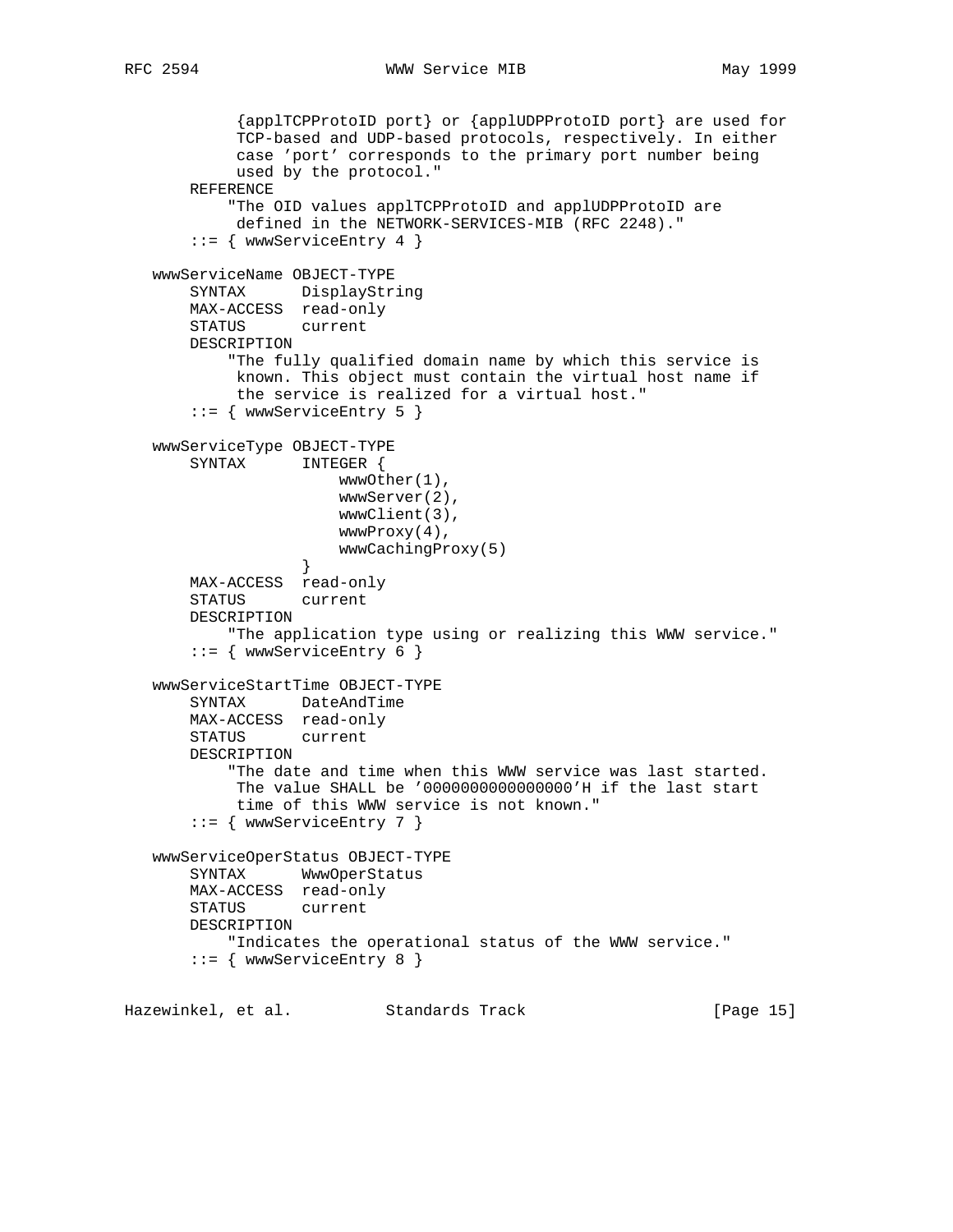```
           {applTCPProtoID port} or {applUDPProtoID port} are used for
           TCP-based and UDP-based protocols, respectively. In either
           case 'port' corresponds to the primary port number being
           used by the protocol."
       REFERENCE
          "The OID values applTCPProtoID and applUDPProtoID are
           defined in the NETWORK-SERVICES-MIB (RFC 2248)."
       ::= { wwwServiceEntry 4 }

   wwwServiceName OBJECT-TYPE
       SYNTAX      DisplayString
       MAX-ACCESS  read-only
       STATUS      current
       DESCRIPTION
          "The fully qualified domain name by which this service is
           known. This object must contain the virtual host name if
           the service is realized for a virtual host."
       ::= { wwwServiceEntry 5 }

   wwwServiceType OBJECT-TYPE
       SYNTAX      INTEGER {
                       wwwOther(1),
                       wwwServer(2),
                       wwwClient(3),
                       wwwProxy(4),
                       wwwCachingProxy(5)
                   }
       MAX-ACCESS  read-only
       STATUS      current
       DESCRIPTION
          "The application type using or realizing this WWW service."
       ::= { wwwServiceEntry 6 }

   wwwServiceStartTime OBJECT-TYPE
       SYNTAX      DateAndTime
       MAX-ACCESS  read-only
       STATUS      current
       DESCRIPTION
          "The date and time when this WWW service was last started.
           The value SHALL be '0000000000000000'H if the last start
           time of this WWW service is not known."
       ::= { wwwServiceEntry 7 }

   wwwServiceOperStatus OBJECT-TYPE
       SYNTAX      WwwOperStatus
       MAX-ACCESS  read-only
       STATUS      current
       DESCRIPTION
          "Indicates the operational status of the WWW service."
       ::= { wwwServiceEntry 8 }
```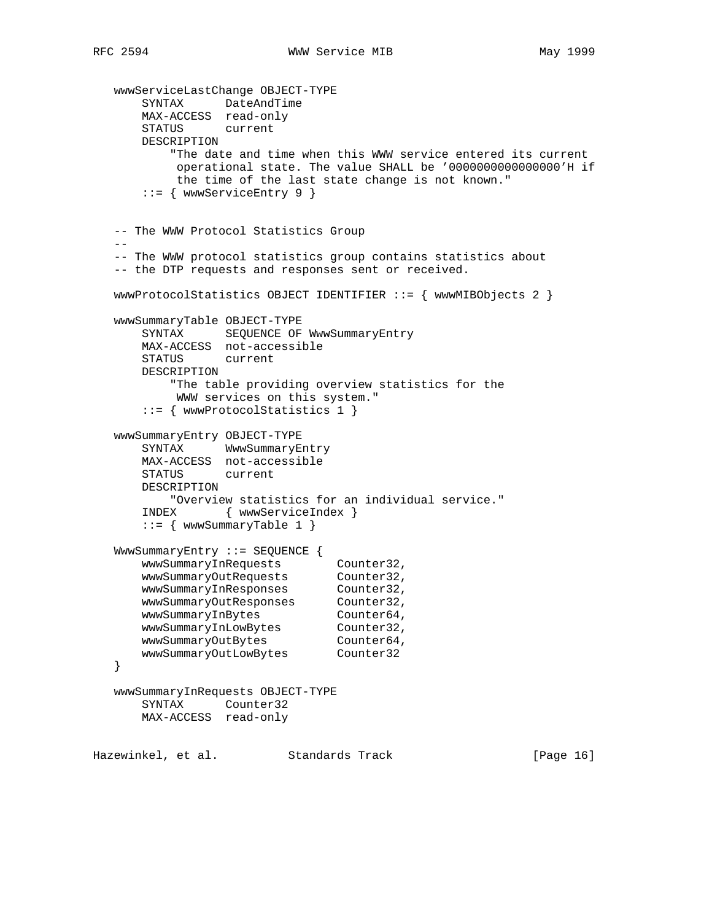```
   wwwServiceLastChange OBJECT-TYPE
       SYNTAX      DateAndTime
       MAX-ACCESS  read-only
       STATUS      current
       DESCRIPTION
           "The date and time when this WWW service entered its current
            operational state. The value SHALL be '0000000000000000'H if
            the time of the last state change is not known."
       ::= { wwwServiceEntry 9 }


   -- The WWW Protocol Statistics Group
   --
   -- The WWW protocol statistics group contains statistics about
   -- the DTP requests and responses sent or received.

   wwwProtocolStatistics OBJECT IDENTIFIER ::= { wwwMIBObjects 2 }

   wwwSummaryTable OBJECT-TYPE
       SYNTAX      SEQUENCE OF WwwSummaryEntry
       MAX-ACCESS  not-accessible
       STATUS      current
       DESCRIPTION
           "The table providing overview statistics for the
            WWW services on this system."
       ::= { wwwProtocolStatistics 1 }

   wwwSummaryEntry OBJECT-TYPE
       SYNTAX      WwwSummaryEntry
       MAX-ACCESS  not-accessible
       STATUS      current
       DESCRIPTION
           "Overview statistics for an individual service."
       INDEX       { wwwServiceIndex }
       ::= { wwwSummaryTable 1 }

   WwwSummaryEntry ::= SEQUENCE {
       wwwSummaryInRequests        Counter32,
       wwwSummaryOutRequests       Counter32,
       wwwSummaryInResponses       Counter32,
       wwwSummaryOutResponses      Counter32,
       wwwSummaryInBytes           Counter64,
       wwwSummaryInLowBytes        Counter32,
       wwwSummaryOutBytes          Counter64,
       wwwSummaryOutLowBytes       Counter32
   }

   wwwSummaryInRequests OBJECT-TYPE
       SYNTAX      Counter32
       MAX-ACCESS  read-only
```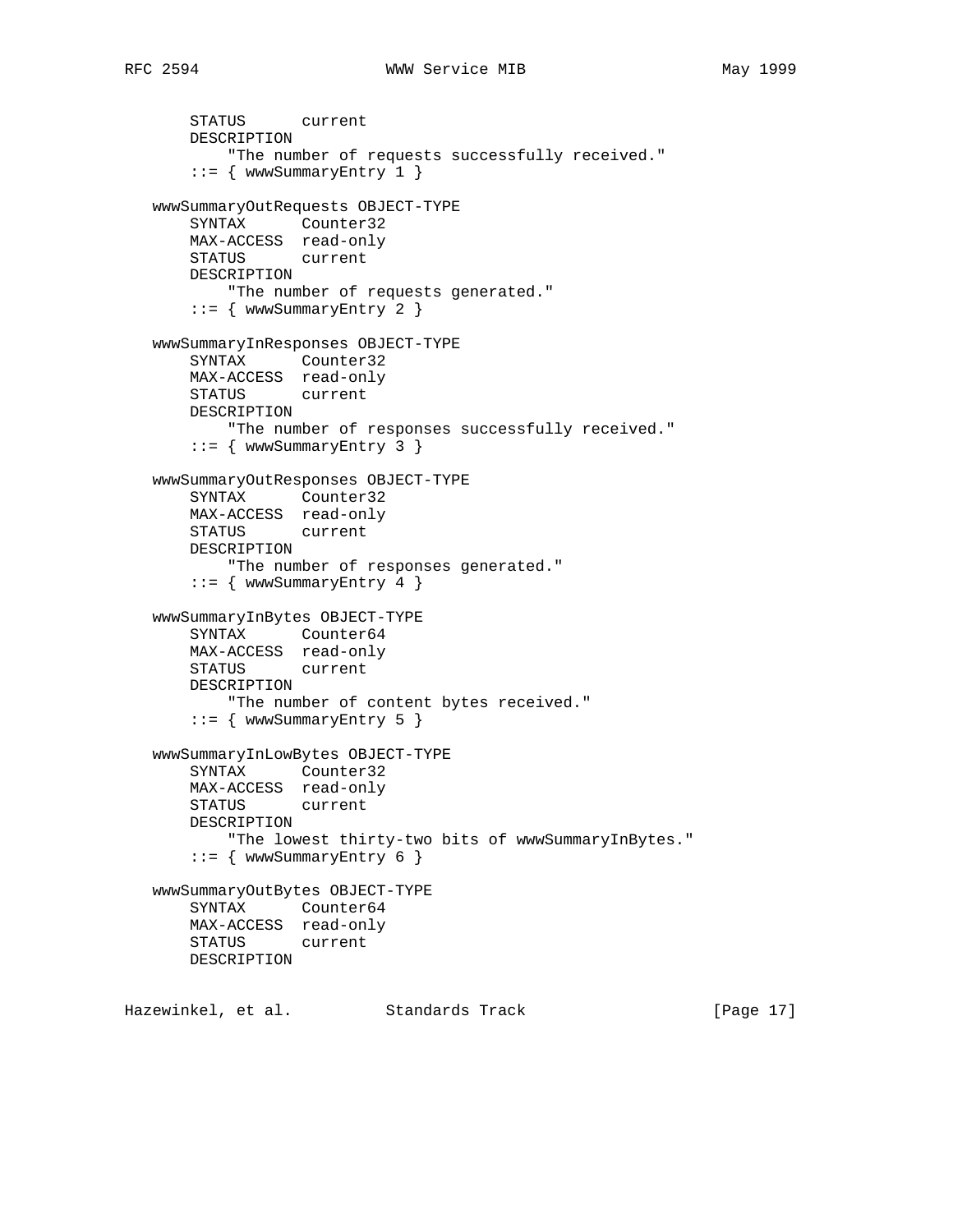```
       STATUS      current
       DESCRIPTION
           "The number of requests successfully received."
       ::= { wwwSummaryEntry 1 }

   wwwSummaryOutRequests OBJECT-TYPE
       SYNTAX      Counter32
       MAX-ACCESS  read-only
       STATUS      current
       DESCRIPTION
           "The number of requests generated."
       ::= { wwwSummaryEntry 2 }

   wwwSummaryInResponses OBJECT-TYPE
       SYNTAX      Counter32
       MAX-ACCESS  read-only
       STATUS      current
       DESCRIPTION
           "The number of responses successfully received."
       ::= { wwwSummaryEntry 3 }

   wwwSummaryOutResponses OBJECT-TYPE
       SYNTAX      Counter32
       MAX-ACCESS  read-only
       STATUS      current
       DESCRIPTION
           "The number of responses generated."
       ::= { wwwSummaryEntry 4 }

   wwwSummaryInBytes OBJECT-TYPE
       SYNTAX      Counter64
       MAX-ACCESS  read-only
       STATUS      current
       DESCRIPTION
           "The number of content bytes received."
       ::= { wwwSummaryEntry 5 }

   wwwSummaryInLowBytes OBJECT-TYPE
       SYNTAX      Counter32
       MAX-ACCESS  read-only
       STATUS      current
       DESCRIPTION
           "The lowest thirty-two bits of wwwSummaryInBytes."
       ::= { wwwSummaryEntry 6 }

   wwwSummaryOutBytes OBJECT-TYPE
       SYNTAX      Counter64
       MAX-ACCESS  read-only
       STATUS      current
       DESCRIPTION
```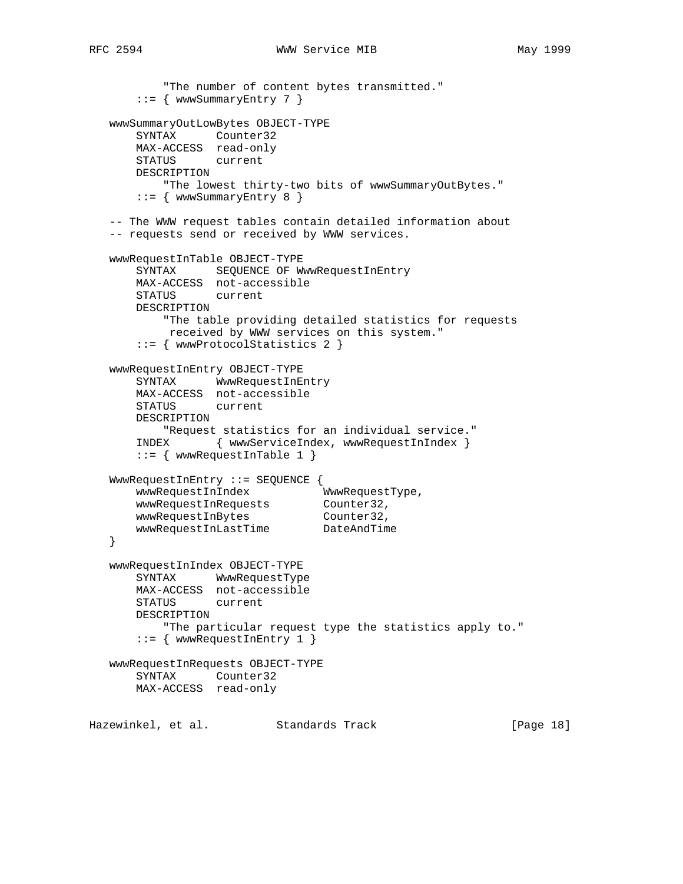```
           "The number of content bytes transmitted."
       ::= { wwwSummaryEntry 7 }

   wwwSummaryOutLowBytes OBJECT-TYPE
       SYNTAX      Counter32
       MAX-ACCESS  read-only
       STATUS      current
       DESCRIPTION
           "The lowest thirty-two bits of wwwSummaryOutBytes."
       ::= { wwwSummaryEntry 8 }

   -- The WWW request tables contain detailed information about
   -- requests send or received by WWW services.

   wwwRequestInTable OBJECT-TYPE
       SYNTAX      SEQUENCE OF WwwRequestInEntry
       MAX-ACCESS  not-accessible
       STATUS      current
       DESCRIPTION
           "The table providing detailed statistics for requests
            received by WWW services on this system."
       ::= { wwwProtocolStatistics 2 }

   wwwRequestInEntry OBJECT-TYPE
       SYNTAX      WwwRequestInEntry
       MAX-ACCESS  not-accessible
       STATUS      current
       DESCRIPTION
           "Request statistics for an individual service."
       INDEX       { wwwServiceIndex, wwwRequestInIndex }
       ::= { wwwRequestInTable 1 }

   WwwRequestInEntry ::= SEQUENCE {
       wwwRequestInIndex           WwwRequestType,
       wwwRequestInRequests        Counter32,
       wwwRequestInBytes           Counter32,
       wwwRequestInLastTime        DateAndTime
   }

   wwwRequestInIndex OBJECT-TYPE
       SYNTAX      WwwRequestType
       MAX-ACCESS  not-accessible
       STATUS      current
       DESCRIPTION
           "The particular request type the statistics apply to."
       ::= { wwwRequestInEntry 1 }

   wwwRequestInRequests OBJECT-TYPE
       SYNTAX      Counter32
       MAX-ACCESS  read-only
```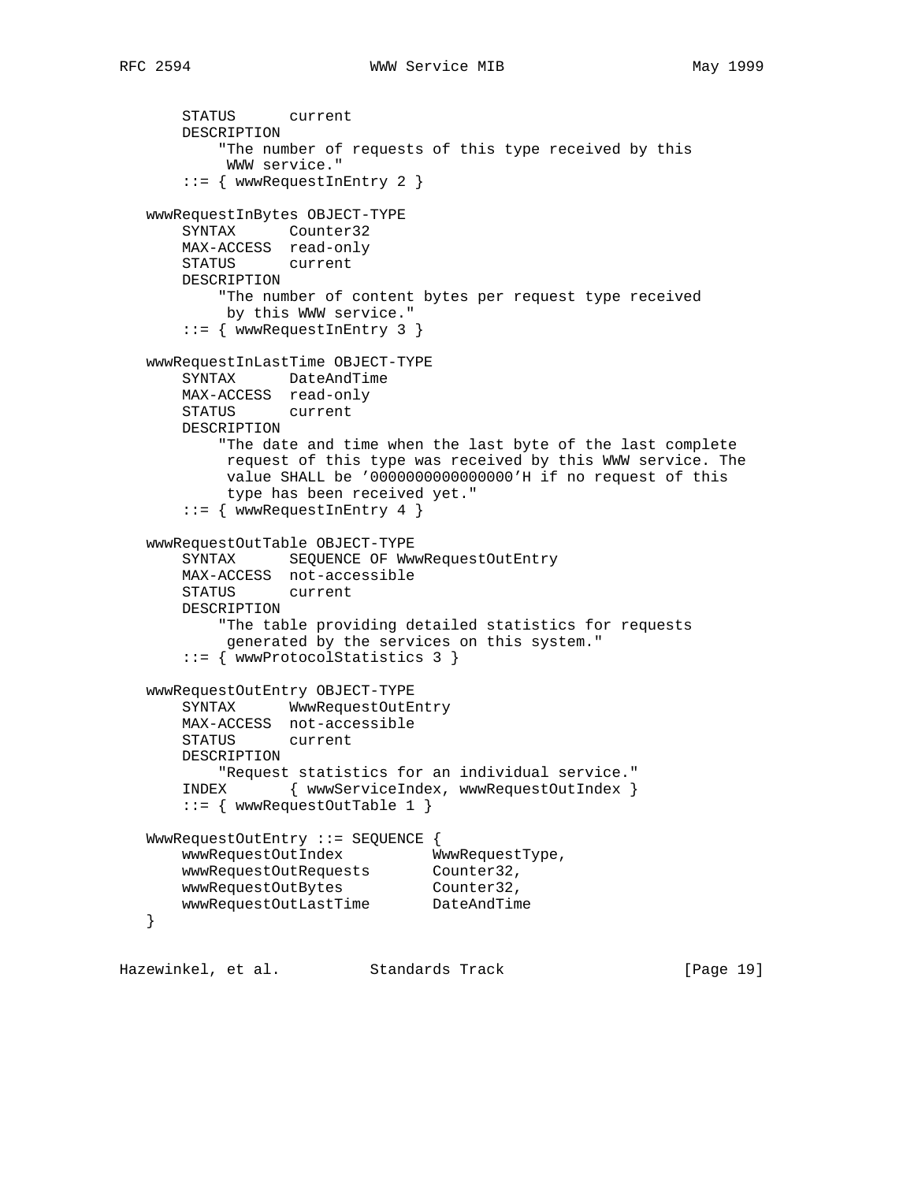```
       STATUS      current
       DESCRIPTION
           "The number of requests of this type received by this
            WWW service."
       ::= { wwwRequestInEntry 2 }

   wwwRequestInBytes OBJECT-TYPE
       SYNTAX      Counter32
       MAX-ACCESS  read-only
       STATUS      current
       DESCRIPTION
           "The number of content bytes per request type received
            by this WWW service."
       ::= { wwwRequestInEntry 3 }

   wwwRequestInLastTime OBJECT-TYPE
       SYNTAX      DateAndTime
       MAX-ACCESS  read-only
       STATUS      current
       DESCRIPTION
           "The date and time when the last byte of the last complete
            request of this type was received by this WWW service. The
            value SHALL be '0000000000000000'H if no request of this
            type has been received yet."
       ::= { wwwRequestInEntry 4 }

   wwwRequestOutTable OBJECT-TYPE
       SYNTAX      SEQUENCE OF WwwRequestOutEntry
       MAX-ACCESS  not-accessible
       STATUS      current
       DESCRIPTION
           "The table providing detailed statistics for requests
            generated by the services on this system."
       ::= { wwwProtocolStatistics 3 }

   wwwRequestOutEntry OBJECT-TYPE
       SYNTAX      WwwRequestOutEntry
       MAX-ACCESS  not-accessible
       STATUS      current
       DESCRIPTION
           "Request statistics for an individual service."
       INDEX       { wwwServiceIndex, wwwRequestOutIndex }
       ::= { wwwRequestOutTable 1 }

   WwwRequestOutEntry ::= SEQUENCE {
       wwwRequestOutIndex          WwwRequestType,
       wwwRequestOutRequests       Counter32,
       wwwRequestOutBytes          Counter32,
       wwwRequestOutLastTime       DateAndTime
   }
```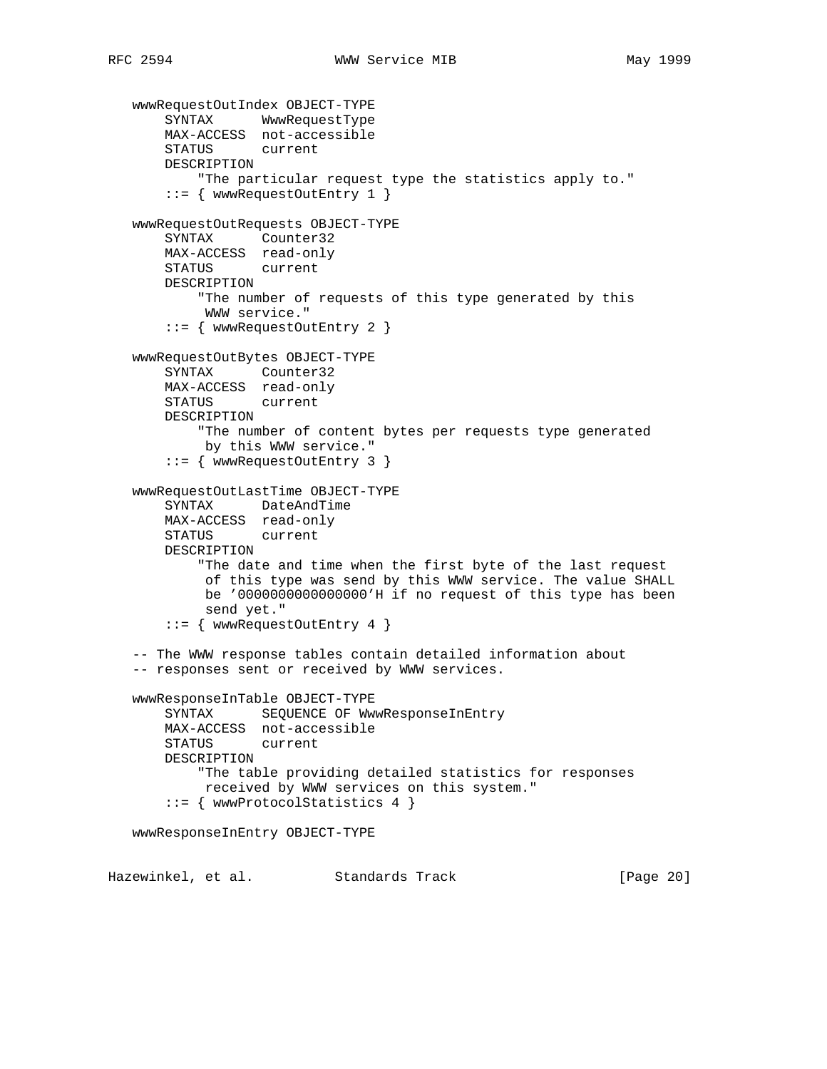```
   wwwRequestOutIndex OBJECT-TYPE
       SYNTAX      WwwRequestType
       MAX-ACCESS  not-accessible
       STATUS      current
       DESCRIPTION
           "The particular request type the statistics apply to."
       ::= { wwwRequestOutEntry 1 }

   wwwRequestOutRequests OBJECT-TYPE
       SYNTAX      Counter32
       MAX-ACCESS  read-only
       STATUS      current
       DESCRIPTION
           "The number of requests of this type generated by this
            WWW service."
       ::= { wwwRequestOutEntry 2 }

   wwwRequestOutBytes OBJECT-TYPE
       SYNTAX      Counter32
       MAX-ACCESS  read-only
       STATUS      current
       DESCRIPTION
           "The number of content bytes per requests type generated
            by this WWW service."
       ::= { wwwRequestOutEntry 3 }

   wwwRequestOutLastTime OBJECT-TYPE
       SYNTAX      DateAndTime
       MAX-ACCESS  read-only
       STATUS      current
       DESCRIPTION
           "The date and time when the first byte of the last request
            of this type was send by this WWW service. The value SHALL
            be '0000000000000000'H if no request of this type has been
            send yet."
       ::= { wwwRequestOutEntry 4 }

   -- The WWW response tables contain detailed information about
   -- responses sent or received by WWW services.

   wwwResponseInTable OBJECT-TYPE
       SYNTAX      SEQUENCE OF WwwResponseInEntry
       MAX-ACCESS  not-accessible
       STATUS      current
       DESCRIPTION
           "The table providing detailed statistics for responses
            received by WWW services on this system."
       ::= { wwwProtocolStatistics 4 }

   wwwResponseInEntry OBJECT-TYPE
```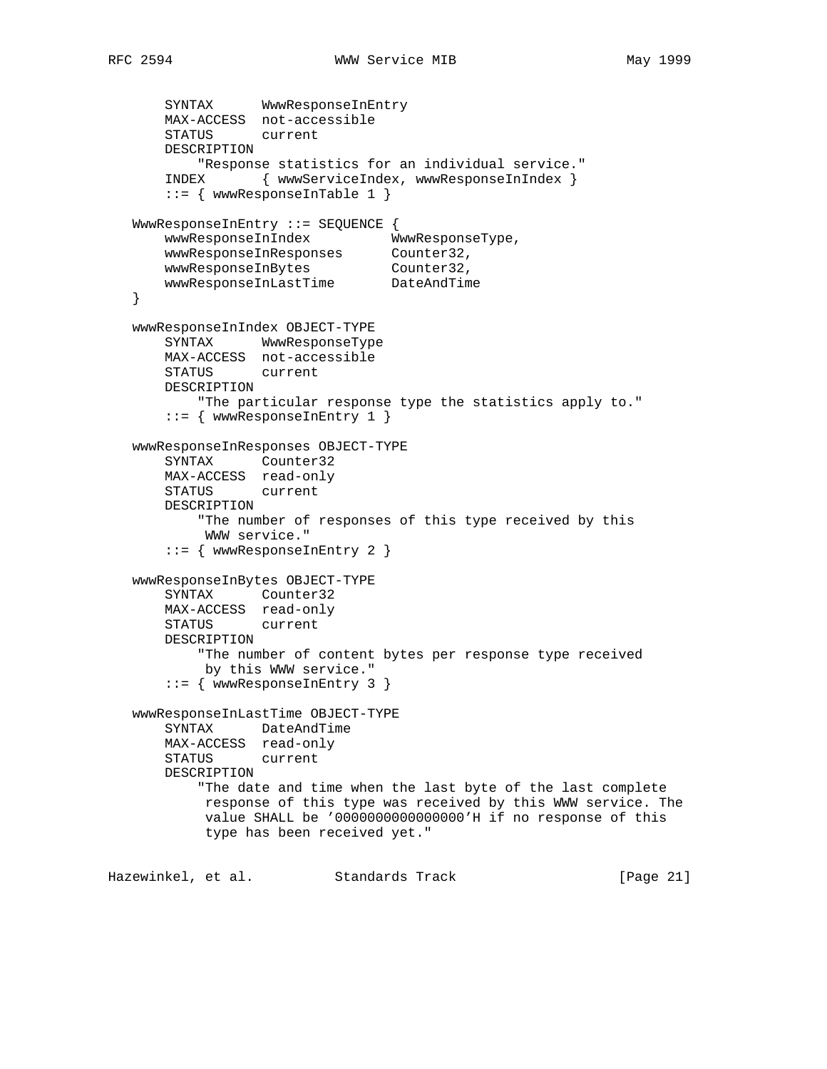```
       SYNTAX      WwwResponseInEntry
       MAX-ACCESS  not-accessible
       STATUS      current
       DESCRIPTION
           "Response statistics for an individual service."
       INDEX       { wwwServiceIndex, wwwResponseInIndex }
       ::= { wwwResponseInTable 1 }

   WwwResponseInEntry ::= SEQUENCE {
       wwwResponseInIndex          WwwResponseType,
       wwwResponseInResponses      Counter32,
       wwwResponseInBytes          Counter32,
       wwwResponseInLastTime       DateAndTime
   }

   wwwResponseInIndex OBJECT-TYPE
       SYNTAX      WwwResponseType
       MAX-ACCESS  not-accessible
       STATUS      current
       DESCRIPTION
           "The particular response type the statistics apply to."
       ::= { wwwResponseInEntry 1 }

   wwwResponseInResponses OBJECT-TYPE
       SYNTAX      Counter32
       MAX-ACCESS  read-only
       STATUS      current
       DESCRIPTION
           "The number of responses of this type received by this
            WWW service."
       ::= { wwwResponseInEntry 2 }

   wwwResponseInBytes OBJECT-TYPE
       SYNTAX      Counter32
       MAX-ACCESS  read-only
       STATUS      current
       DESCRIPTION
           "The number of content bytes per response type received
            by this WWW service."
       ::= { wwwResponseInEntry 3 }

   wwwResponseInLastTime OBJECT-TYPE
       SYNTAX      DateAndTime
       MAX-ACCESS  read-only
       STATUS      current
       DESCRIPTION
           "The date and time when the last byte of the last complete
            response of this type was received by this WWW service. The
            value SHALL be '0000000000000000'H if no response of this
            type has been received yet."
```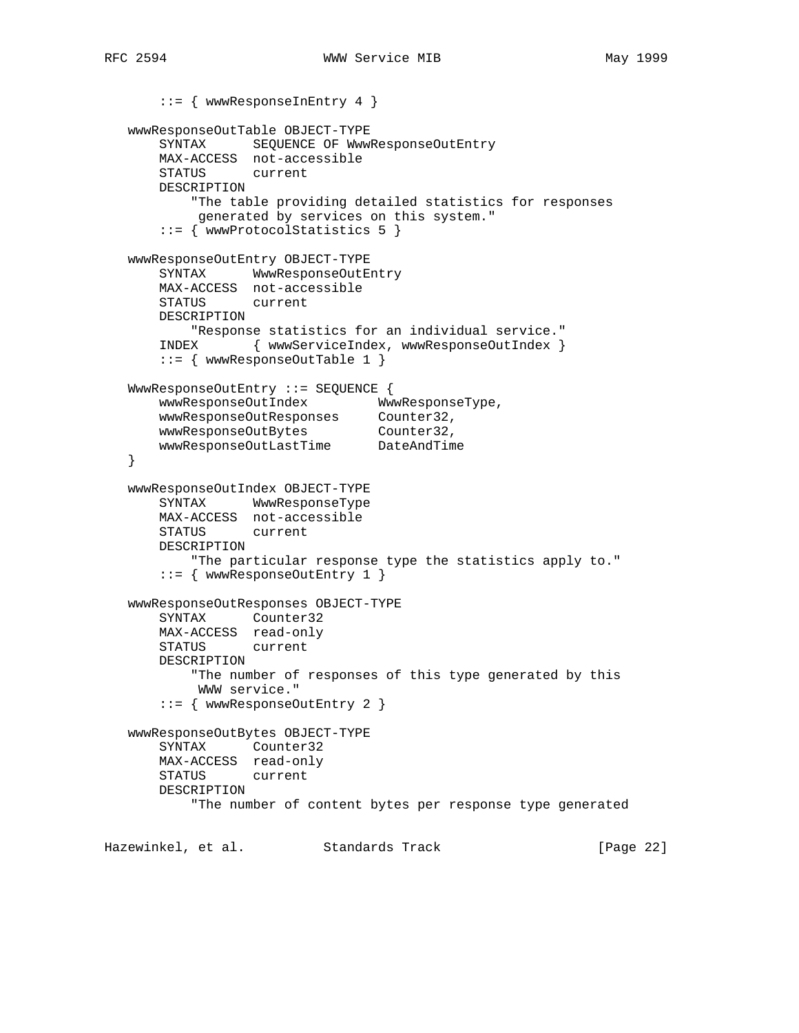```
       ::= { wwwResponseInEntry 4 }

   wwwResponseOutTable OBJECT-TYPE
       SYNTAX      SEQUENCE OF WwwResponseOutEntry
       MAX-ACCESS  not-accessible
       STATUS      current
       DESCRIPTION
           "The table providing detailed statistics for responses
            generated by services on this system."
       ::= { wwwProtocolStatistics 5 }

   wwwResponseOutEntry OBJECT-TYPE
       SYNTAX      WwwResponseOutEntry
       MAX-ACCESS  not-accessible
       STATUS      current
       DESCRIPTION
           "Response statistics for an individual service."
       INDEX       { wwwServiceIndex, wwwResponseOutIndex }
       ::= { wwwResponseOutTable 1 }

   WwwResponseOutEntry ::= SEQUENCE {
       wwwResponseOutIndex         WwwResponseType,
       wwwResponseOutResponses     Counter32,
       wwwResponseOutBytes         Counter32,
       wwwResponseOutLastTime      DateAndTime
   }

   wwwResponseOutIndex OBJECT-TYPE
       SYNTAX      WwwResponseType
       MAX-ACCESS  not-accessible
       STATUS      current
       DESCRIPTION
           "The particular response type the statistics apply to."
       ::= { wwwResponseOutEntry 1 }

   wwwResponseOutResponses OBJECT-TYPE
       SYNTAX      Counter32
       MAX-ACCESS  read-only
       STATUS      current
       DESCRIPTION
           "The number of responses of this type generated by this
            WWW service."
       ::= { wwwResponseOutEntry 2 }

   wwwResponseOutBytes OBJECT-TYPE
       SYNTAX      Counter32
       MAX-ACCESS  read-only
       STATUS      current
       DESCRIPTION
           "The number of content bytes per response type generated
```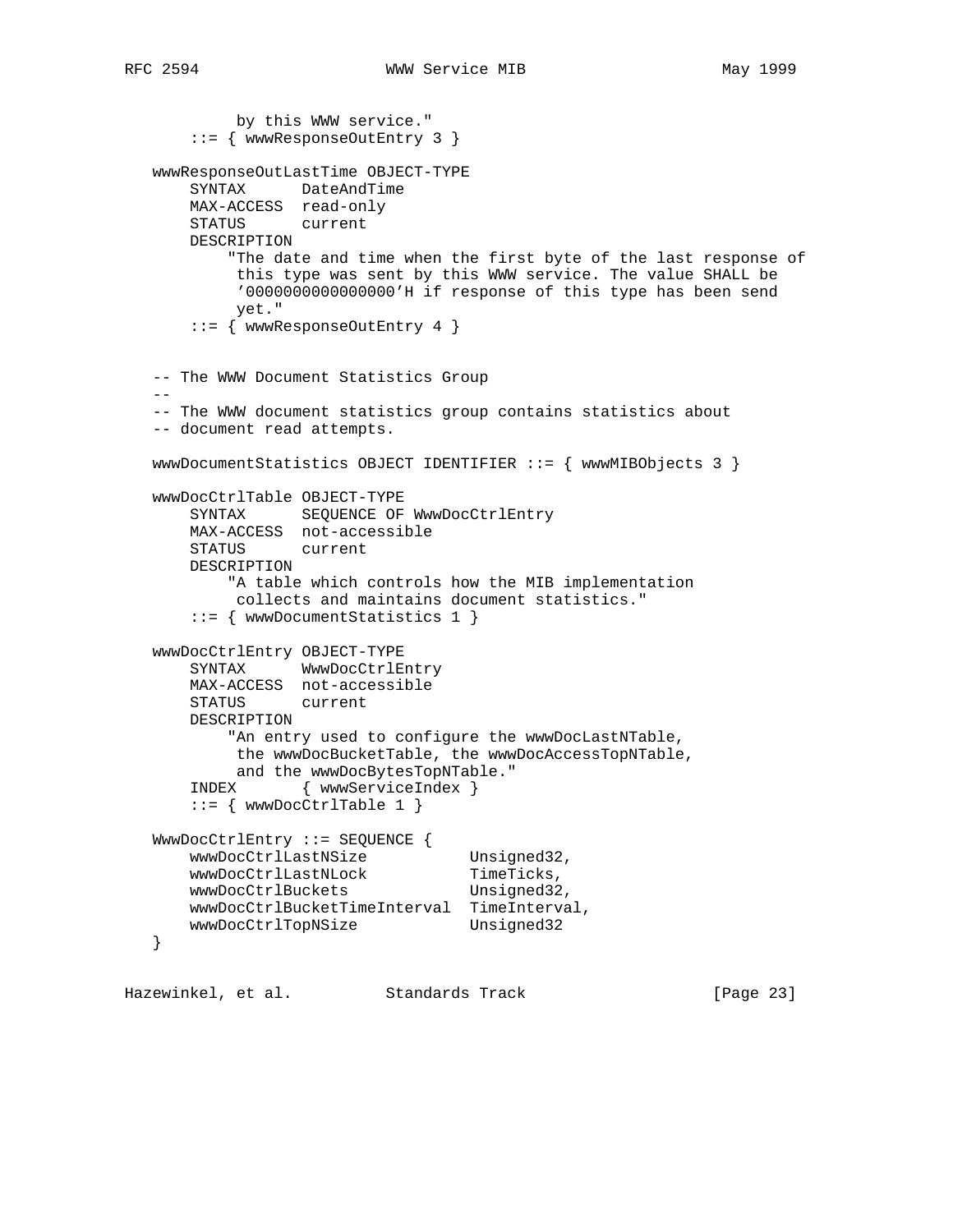```
           by this WWW service."
       ::= { wwwResponseOutEntry 3 }

   wwwResponseOutLastTime OBJECT-TYPE
       SYNTAX      DateAndTime
       MAX-ACCESS  read-only
       STATUS      current
       DESCRIPTION
           "The date and time when the first byte of the last response of
            this type was sent by this WWW service. The value SHALL be
            '0000000000000000'H if response of this type has been send
            yet."
       ::= { wwwResponseOutEntry 4 }


   -- The WWW Document Statistics Group
   --
   -- The WWW document statistics group contains statistics about
   -- document read attempts.

   wwwDocumentStatistics OBJECT IDENTIFIER ::= { wwwMIBObjects 3 }

   wwwDocCtrlTable OBJECT-TYPE
       SYNTAX      SEQUENCE OF WwwDocCtrlEntry
       MAX-ACCESS  not-accessible
       STATUS      current
       DESCRIPTION
           "A table which controls how the MIB implementation
            collects and maintains document statistics."
       ::= { wwwDocumentStatistics 1 }

   wwwDocCtrlEntry OBJECT-TYPE
       SYNTAX      WwwDocCtrlEntry
       MAX-ACCESS  not-accessible
       STATUS      current
       DESCRIPTION
           "An entry used to configure the wwwDocLastNTable,
            the wwwDocBucketTable, the wwwDocAccessTopNTable,
            and the wwwDocBytesTopNTable."
       INDEX       { wwwServiceIndex }
       ::= { wwwDocCtrlTable 1 }

   WwwDocCtrlEntry ::= SEQUENCE {
       wwwDocCtrlLastNSize           Unsigned32,
       wwwDocCtrlLastNLock           TimeTicks,
       wwwDocCtrlBuckets             Unsigned32,
       wwwDocCtrlBucketTimeInterval  TimeInterval,
       wwwDocCtrlTopNSize            Unsigned32
   }
```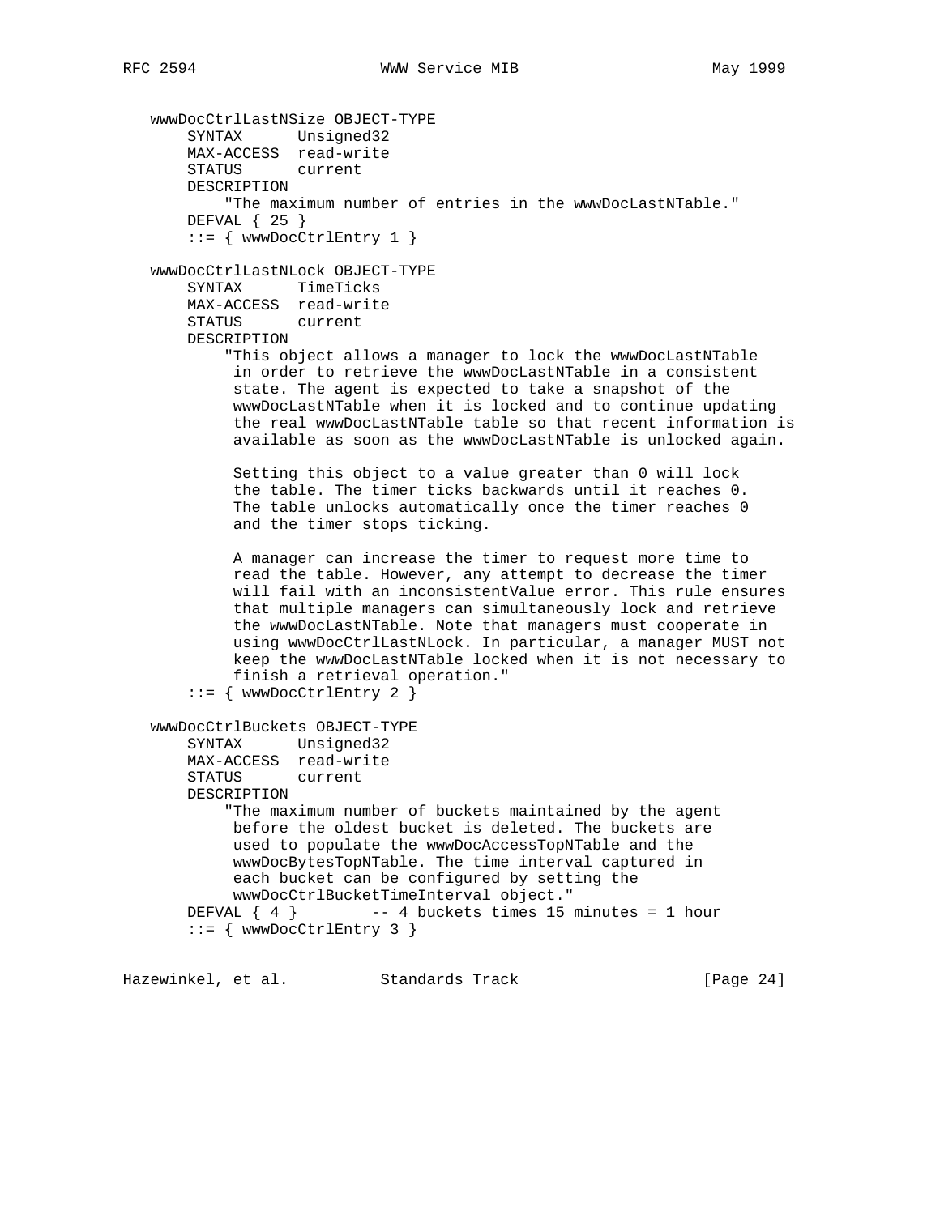```
   wwwDocCtrlLastNSize OBJECT-TYPE
       SYNTAX      Unsigned32
       MAX-ACCESS  read-write
       STATUS      current
       DESCRIPTION
           "The maximum number of entries in the wwwDocLastNTable."
       DEFVAL { 25 }
       ::= { wwwDocCtrlEntry 1 }

   wwwDocCtrlLastNLock OBJECT-TYPE
       SYNTAX      TimeTicks
       MAX-ACCESS  read-write
       STATUS      current
       DESCRIPTION
           "This object allows a manager to lock the wwwDocLastNTable
            in order to retrieve the wwwDocLastNTable in a consistent
            state. The agent is expected to take a snapshot of the
            wwwDocLastNTable when it is locked and to continue updating
            the real wwwDocLastNTable table so that recent information is
            available as soon as the wwwDocLastNTable is unlocked again.

            Setting this object to a value greater than 0 will lock
            the table. The timer ticks backwards until it reaches 0.
            The table unlocks automatically once the timer reaches 0
            and the timer stops ticking.

            A manager can increase the timer to request more time to
            read the table. However, any attempt to decrease the timer
            will fail with an inconsistentValue error. This rule ensures
            that multiple managers can simultaneously lock and retrieve
            the wwwDocLastNTable. Note that managers must cooperate in
            using wwwDocCtrlLastNLock. In particular, a manager MUST not
            keep the wwwDocLastNTable locked when it is not necessary to
            finish a retrieval operation."
       ::= { wwwDocCtrlEntry 2 }

   wwwDocCtrlBuckets OBJECT-TYPE
       SYNTAX      Unsigned32
       MAX-ACCESS  read-write
       STATUS      current
       DESCRIPTION
           "The maximum number of buckets maintained by the agent
            before the oldest bucket is deleted. The buckets are
            used to populate the wwwDocAccessTopNTable and the
            wwwDocBytesTopNTable. The time interval captured in
            each bucket can be configured by setting the
            wwwDocCtrlBucketTimeInterval object."
       DEFVAL { 4 }         -- 4 buckets times 15 minutes = 1 hour
       ::= { wwwDocCtrlEntry 3 }
```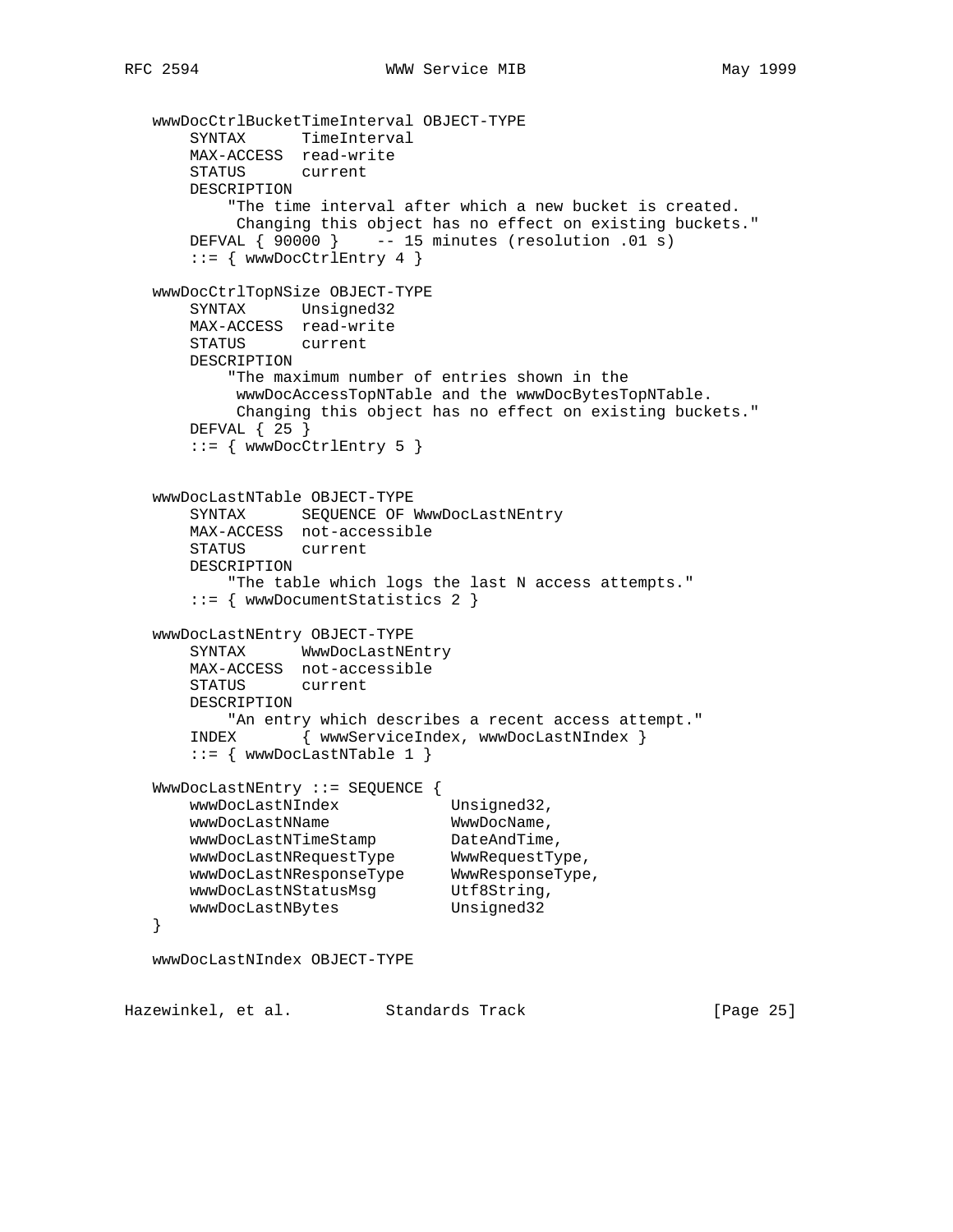```
   wwwDocCtrlBucketTimeInterval OBJECT-TYPE
       SYNTAX      TimeInterval
       MAX-ACCESS  read-write
       STATUS      current
       DESCRIPTION
           "The time interval after which a new bucket is created.
            Changing this object has no effect on existing buckets."
       DEFVAL { 90000 }    -- 15 minutes (resolution .01 s)
       ::= { wwwDocCtrlEntry 4 }

   wwwDocCtrlTopNSize OBJECT-TYPE
       SYNTAX      Unsigned32
       MAX-ACCESS  read-write
       STATUS      current
       DESCRIPTION
           "The maximum number of entries shown in the
            wwwDocAccessTopNTable and the wwwDocBytesTopNTable.
            Changing this object has no effect on existing buckets."
       DEFVAL { 25 }
       ::= { wwwDocCtrlEntry 5 }


   wwwDocLastNTable OBJECT-TYPE
       SYNTAX      SEQUENCE OF WwwDocLastNEntry
       MAX-ACCESS  not-accessible
       STATUS      current
       DESCRIPTION
           "The table which logs the last N access attempts."
       ::= { wwwDocumentStatistics 2 }

   wwwDocLastNEntry OBJECT-TYPE
       SYNTAX      WwwDocLastNEntry
       MAX-ACCESS  not-accessible
       STATUS      current
       DESCRIPTION
           "An entry which describes a recent access attempt."
       INDEX       { wwwServiceIndex, wwwDocLastNIndex }
       ::= { wwwDocLastNTable 1 }

   WwwDocLastNEntry ::= SEQUENCE {
       wwwDocLastNIndex            Unsigned32,
       wwwDocLastNName             WwwDocName,
       wwwDocLastNTimeStamp        DateAndTime,
       wwwDocLastNRequestType      WwwRequestType,
       wwwDocLastNResponseType     WwwResponseType,
       wwwDocLastNStatusMsg        Utf8String,
       wwwDocLastNBytes            Unsigned32
   }

   wwwDocLastNIndex OBJECT-TYPE
```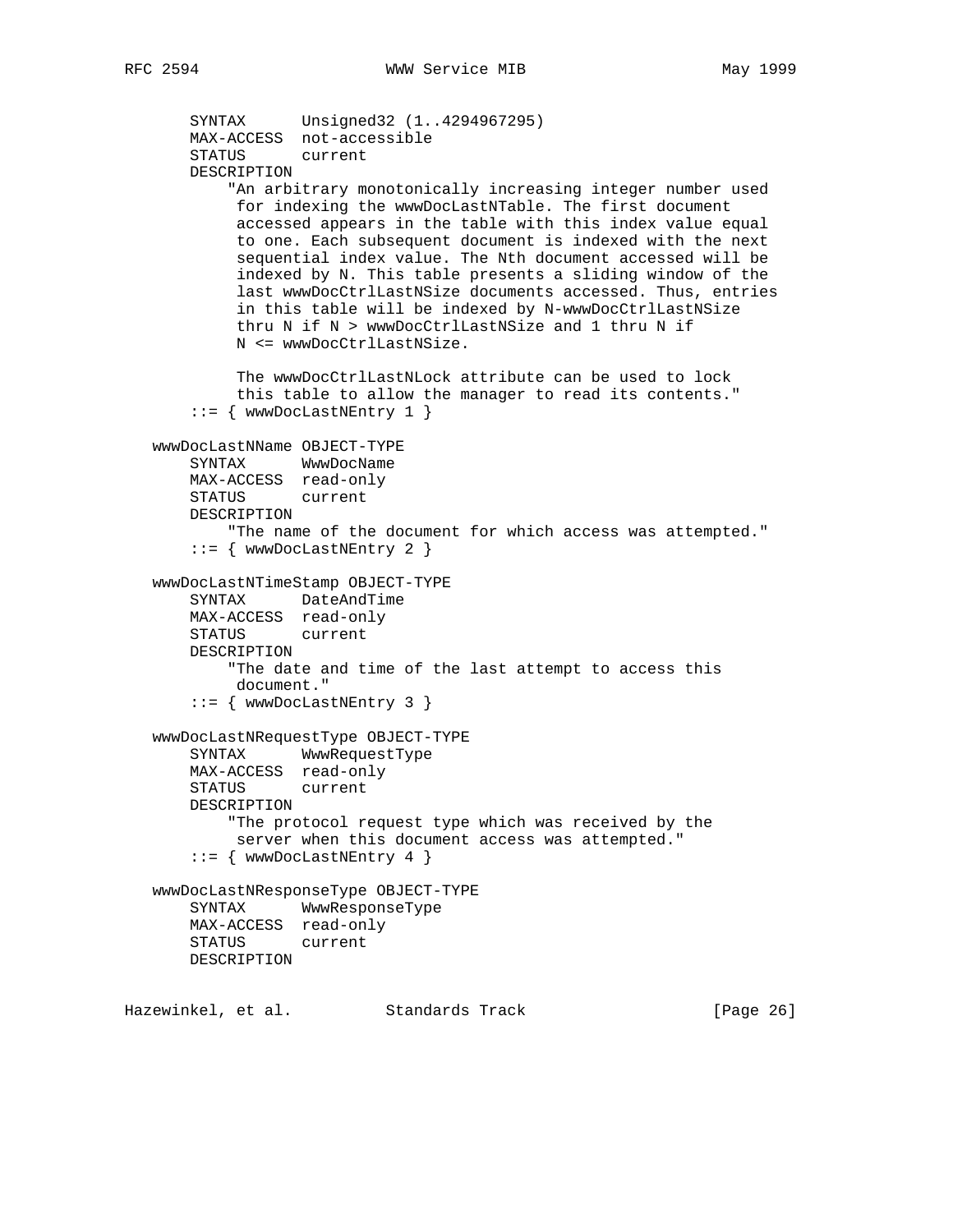```
       SYNTAX      Unsigned32 (1..4294967295)
       MAX-ACCESS  not-accessible
       STATUS      current
       DESCRIPTION
           "An arbitrary monotonically increasing integer number used
            for indexing the wwwDocLastNTable. The first document
            accessed appears in the table with this index value equal
            to one. Each subsequent document is indexed with the next
            sequential index value. The Nth document accessed will be
            indexed by N. This table presents a sliding window of the
            last wwwDocCtrlLastNSize documents accessed. Thus, entries
            in this table will be indexed by N-wwwDocCtrlLastNSize
            thru N if N > wwwDocCtrlLastNSize and 1 thru N if
            N <= wwwDocCtrlLastNSize.

            The wwwDocCtrlLastNLock attribute can be used to lock
            this table to allow the manager to read its contents."
       ::= { wwwDocLastNEntry 1 }

   wwwDocLastNName OBJECT-TYPE
       SYNTAX      WwwDocName
       MAX-ACCESS  read-only
       STATUS      current
       DESCRIPTION
           "The name of the document for which access was attempted."
       ::= { wwwDocLastNEntry 2 }

   wwwDocLastNTimeStamp OBJECT-TYPE
       SYNTAX      DateAndTime
       MAX-ACCESS  read-only
       STATUS      current
       DESCRIPTION
           "The date and time of the last attempt to access this
            document."
       ::= { wwwDocLastNEntry 3 }

   wwwDocLastNRequestType OBJECT-TYPE
       SYNTAX      WwwRequestType
       MAX-ACCESS  read-only
       STATUS      current
       DESCRIPTION
           "The protocol request type which was received by the
            server when this document access was attempted."
       ::= { wwwDocLastNEntry 4 }

   wwwDocLastNResponseType OBJECT-TYPE
       SYNTAX      WwwResponseType
       MAX-ACCESS  read-only
       STATUS      current
       DESCRIPTION
```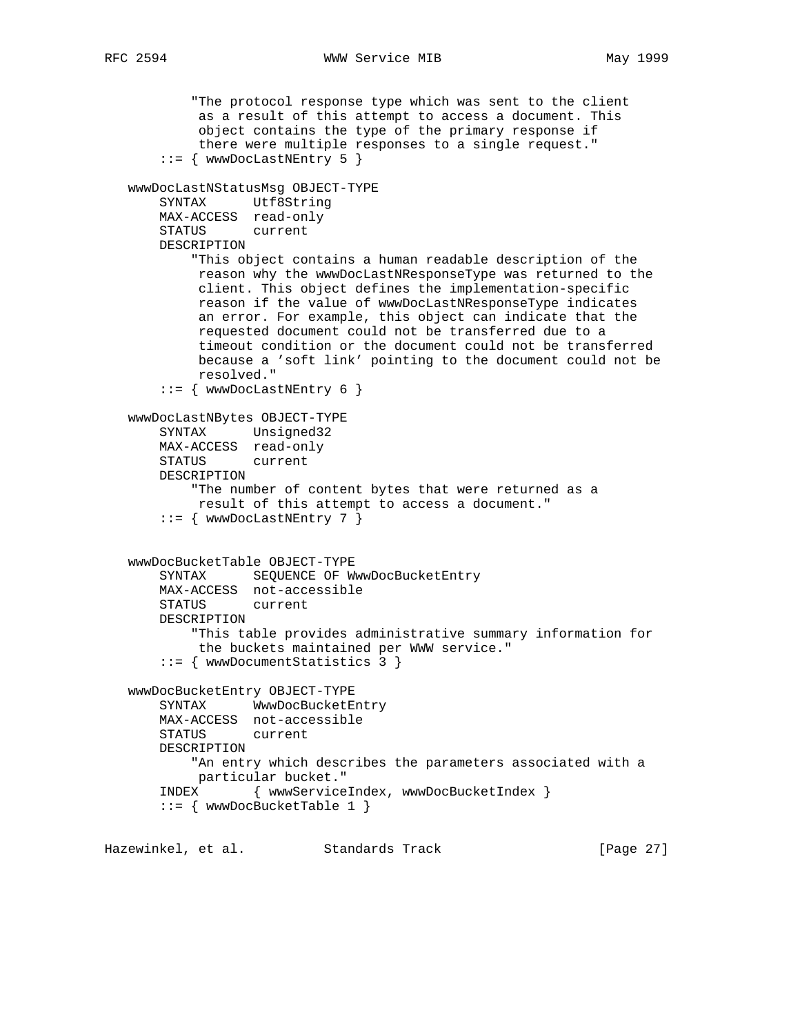```
          "The protocol response type which was sent to the client
           as a result of this attempt to access a document. This
           object contains the type of the primary response if
           there were multiple responses to a single request."
       ::= { wwwDocLastNEntry 5 }

   wwwDocLastNStatusMsg OBJECT-TYPE
       SYNTAX      Utf8String
       MAX-ACCESS  read-only
       STATUS      current
       DESCRIPTION
           "This object contains a human readable description of the
            reason why the wwwDocLastNResponseType was returned to the
            client. This object defines the implementation-specific
            reason if the value of wwwDocLastNResponseType indicates
            an error. For example, this object can indicate that the
            requested document could not be transferred due to a
            timeout condition or the document could not be transferred
            because a 'soft link' pointing to the document could not be
            resolved."
       ::= { wwwDocLastNEntry 6 }

   wwwDocLastNBytes OBJECT-TYPE
       SYNTAX      Unsigned32
       MAX-ACCESS  read-only
       STATUS      current
       DESCRIPTION
           "The number of content bytes that were returned as a
            result of this attempt to access a document."
       ::= { wwwDocLastNEntry 7 }


   wwwDocBucketTable OBJECT-TYPE
       SYNTAX      SEQUENCE OF WwwDocBucketEntry
       MAX-ACCESS  not-accessible
       STATUS      current
       DESCRIPTION
           "This table provides administrative summary information for
            the buckets maintained per WWW service."
       ::= { wwwDocumentStatistics 3 }

   wwwDocBucketEntry OBJECT-TYPE
       SYNTAX      WwwDocBucketEntry
       MAX-ACCESS  not-accessible
       STATUS      current
       DESCRIPTION
           "An entry which describes the parameters associated with a
            particular bucket."
       INDEX       { wwwServiceIndex, wwwDocBucketIndex }
       ::= { wwwDocBucketTable 1 }
```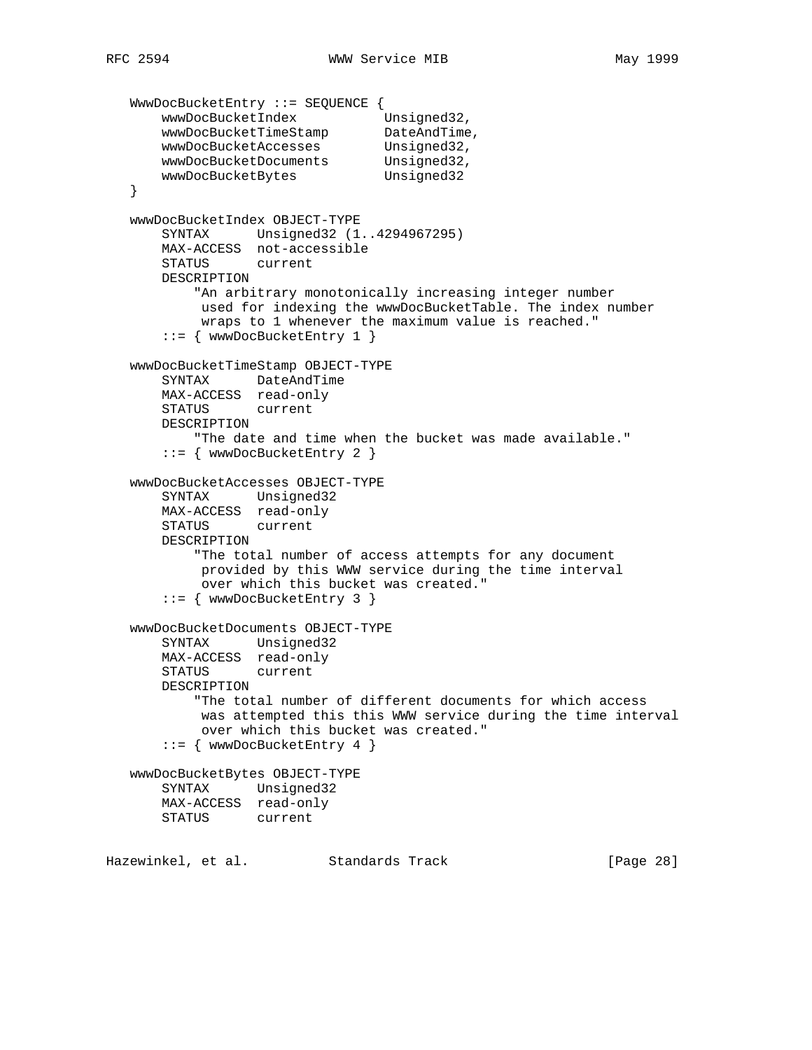```
   WwwDocBucketEntry ::= SEQUENCE {
       wwwDocBucketIndex           Unsigned32,
       wwwDocBucketTimeStamp       DateAndTime,
       wwwDocBucketAccesses        Unsigned32,
       wwwDocBucketDocuments       Unsigned32,
       wwwDocBucketBytes           Unsigned32
   }

   wwwDocBucketIndex OBJECT-TYPE
       SYNTAX      Unsigned32 (1..4294967295)
       MAX-ACCESS  not-accessible
       STATUS      current
       DESCRIPTION
           "An arbitrary monotonically increasing integer number
            used for indexing the wwwDocBucketTable. The index number
            wraps to 1 whenever the maximum value is reached."
       ::= { wwwDocBucketEntry 1 }

   wwwDocBucketTimeStamp OBJECT-TYPE
       SYNTAX      DateAndTime
       MAX-ACCESS  read-only
       STATUS      current
       DESCRIPTION
           "The date and time when the bucket was made available."
       ::= { wwwDocBucketEntry 2 }

   wwwDocBucketAccesses OBJECT-TYPE
       SYNTAX      Unsigned32
       MAX-ACCESS  read-only
       STATUS      current
       DESCRIPTION
           "The total number of access attempts for any document
            provided by this WWW service during the time interval
            over which this bucket was created."
       ::= { wwwDocBucketEntry 3 }

   wwwDocBucketDocuments OBJECT-TYPE
       SYNTAX      Unsigned32
       MAX-ACCESS  read-only
       STATUS      current
       DESCRIPTION
           "The total number of different documents for which access
            was attempted this this WWW service during the time interval
            over which this bucket was created."
       ::= { wwwDocBucketEntry 4 }

   wwwDocBucketBytes OBJECT-TYPE
       SYNTAX      Unsigned32
       MAX-ACCESS  read-only
       STATUS      current
```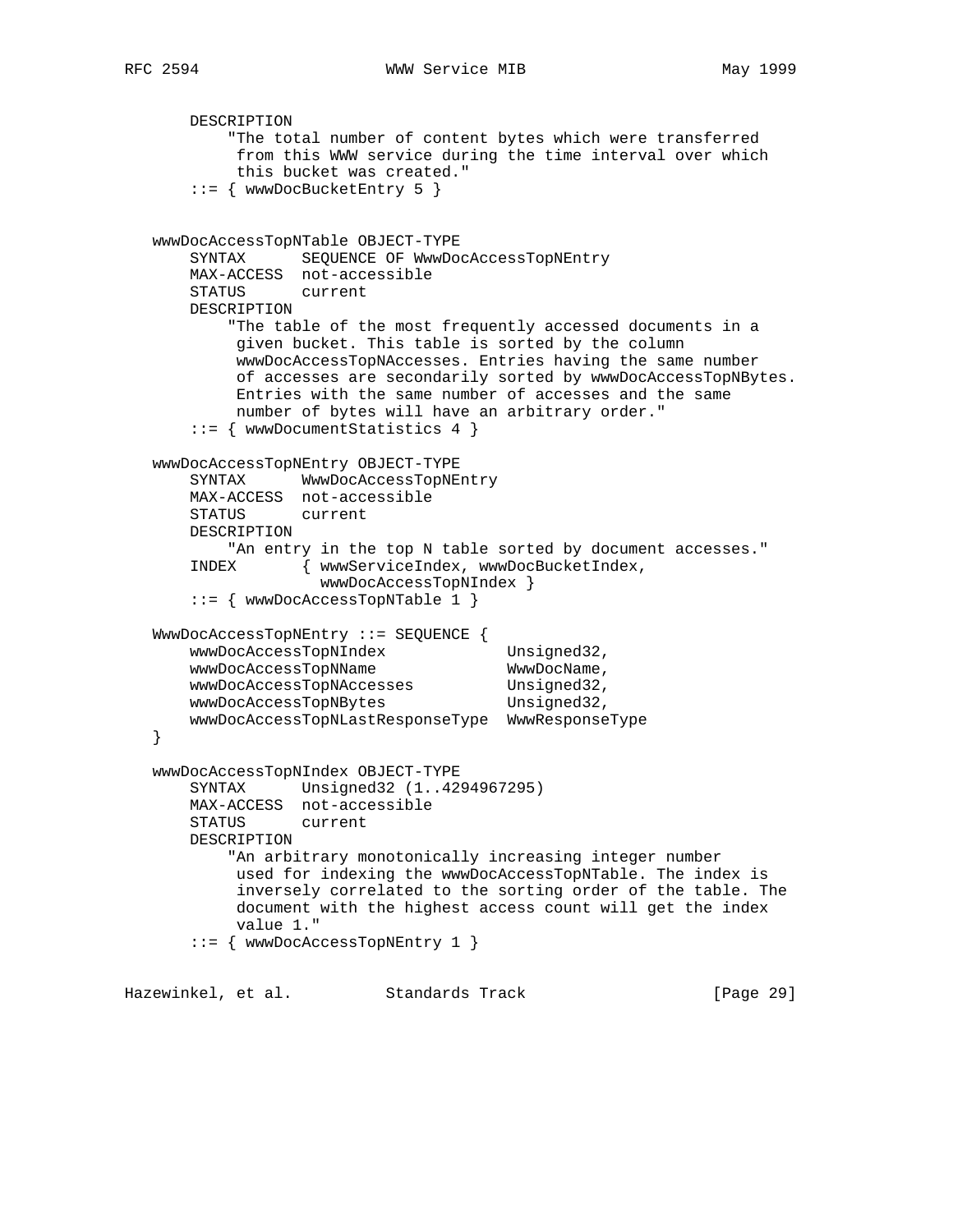```
       DESCRIPTION
           "The total number of content bytes which were transferred
            from this WWW service during the time interval over which
            this bucket was created."
       ::= { wwwDocBucketEntry 5 }


   wwwDocAccessTopNTable OBJECT-TYPE
       SYNTAX      SEQUENCE OF WwwDocAccessTopNEntry
       MAX-ACCESS  not-accessible
       STATUS      current
       DESCRIPTION
           "The table of the most frequently accessed documents in a
            given bucket. This table is sorted by the column
            wwwDocAccessTopNAccesses. Entries having the same number
            of accesses are secondarily sorted by wwwDocAccessTopNBytes.
            Entries with the same number of accesses and the same
            number of bytes will have an arbitrary order."
       ::= { wwwDocumentStatistics 4 }

   wwwDocAccessTopNEntry OBJECT-TYPE
       SYNTAX      WwwDocAccessTopNEntry
       MAX-ACCESS  not-accessible
       STATUS      current
       DESCRIPTION
           "An entry in the top N table sorted by document accesses."
       INDEX       { wwwServiceIndex, wwwDocBucketIndex,
                     wwwDocAccessTopNIndex }
       ::= { wwwDocAccessTopNTable 1 }

   WwwDocAccessTopNEntry ::= SEQUENCE {
       wwwDocAccessTopNIndex             Unsigned32,
       wwwDocAccessTopNName              WwwDocName,
       wwwDocAccessTopNAccesses          Unsigned32,
       wwwDocAccessTopNBytes             Unsigned32,
       wwwDocAccessTopNLastResponseType  WwwResponseType
   }

   wwwDocAccessTopNIndex OBJECT-TYPE
       SYNTAX      Unsigned32 (1..4294967295)
       MAX-ACCESS  not-accessible
       STATUS      current
       DESCRIPTION
           "An arbitrary monotonically increasing integer number
            used for indexing the wwwDocAccessTopNTable. The index is
            inversely correlated to the sorting order of the table. The
            document with the highest access count will get the index
            value 1."
       ::= { wwwDocAccessTopNEntry 1 }
```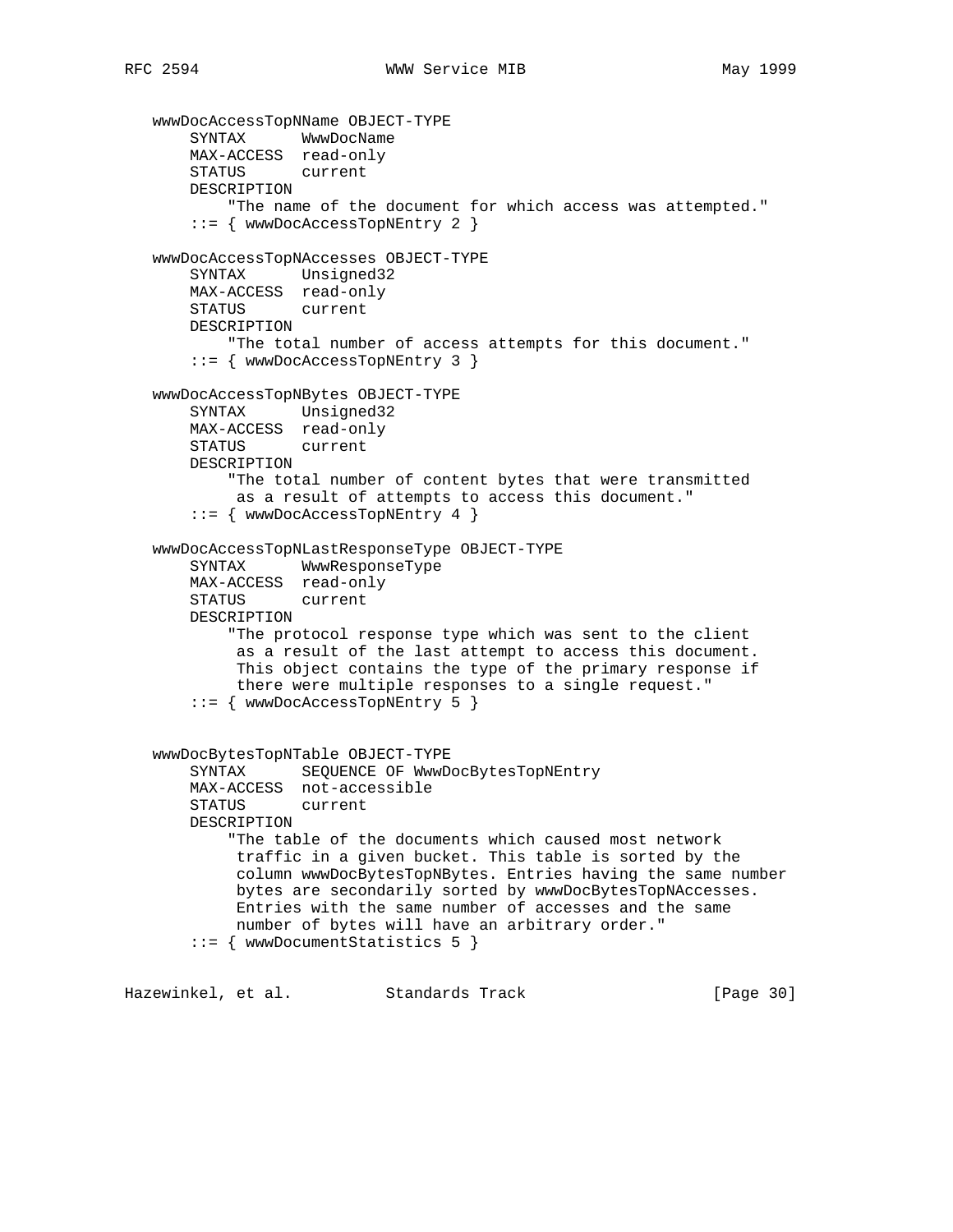```
   wwwDocAccessTopNName OBJECT-TYPE
       SYNTAX      WwwDocName
       MAX-ACCESS  read-only
       STATUS      current
       DESCRIPTION
           "The name of the document for which access was attempted."
       ::= { wwwDocAccessTopNEntry 2 }

   wwwDocAccessTopNAccesses OBJECT-TYPE
       SYNTAX      Unsigned32
       MAX-ACCESS  read-only
       STATUS      current
       DESCRIPTION
           "The total number of access attempts for this document."
       ::= { wwwDocAccessTopNEntry 3 }

   wwwDocAccessTopNBytes OBJECT-TYPE
       SYNTAX      Unsigned32
       MAX-ACCESS  read-only
       STATUS      current
       DESCRIPTION
           "The total number of content bytes that were transmitted
            as a result of attempts to access this document."
       ::= { wwwDocAccessTopNEntry 4 }

   wwwDocAccessTopNLastResponseType OBJECT-TYPE
       SYNTAX      WwwResponseType
       MAX-ACCESS  read-only
       STATUS      current
       DESCRIPTION
           "The protocol response type which was sent to the client
            as a result of the last attempt to access this document.
            This object contains the type of the primary response if
            there were multiple responses to a single request."
       ::= { wwwDocAccessTopNEntry 5 }


   wwwDocBytesTopNTable OBJECT-TYPE
       SYNTAX      SEQUENCE OF WwwDocBytesTopNEntry
       MAX-ACCESS  not-accessible
       STATUS      current
       DESCRIPTION
           "The table of the documents which caused most network
            traffic in a given bucket. This table is sorted by the
            column wwwDocBytesTopNBytes. Entries having the same number
            bytes are secondarily sorted by wwwDocBytesTopNAccesses.
            Entries with the same number of accesses and the same
            number of bytes will have an arbitrary order."
       ::= { wwwDocumentStatistics 5 }
```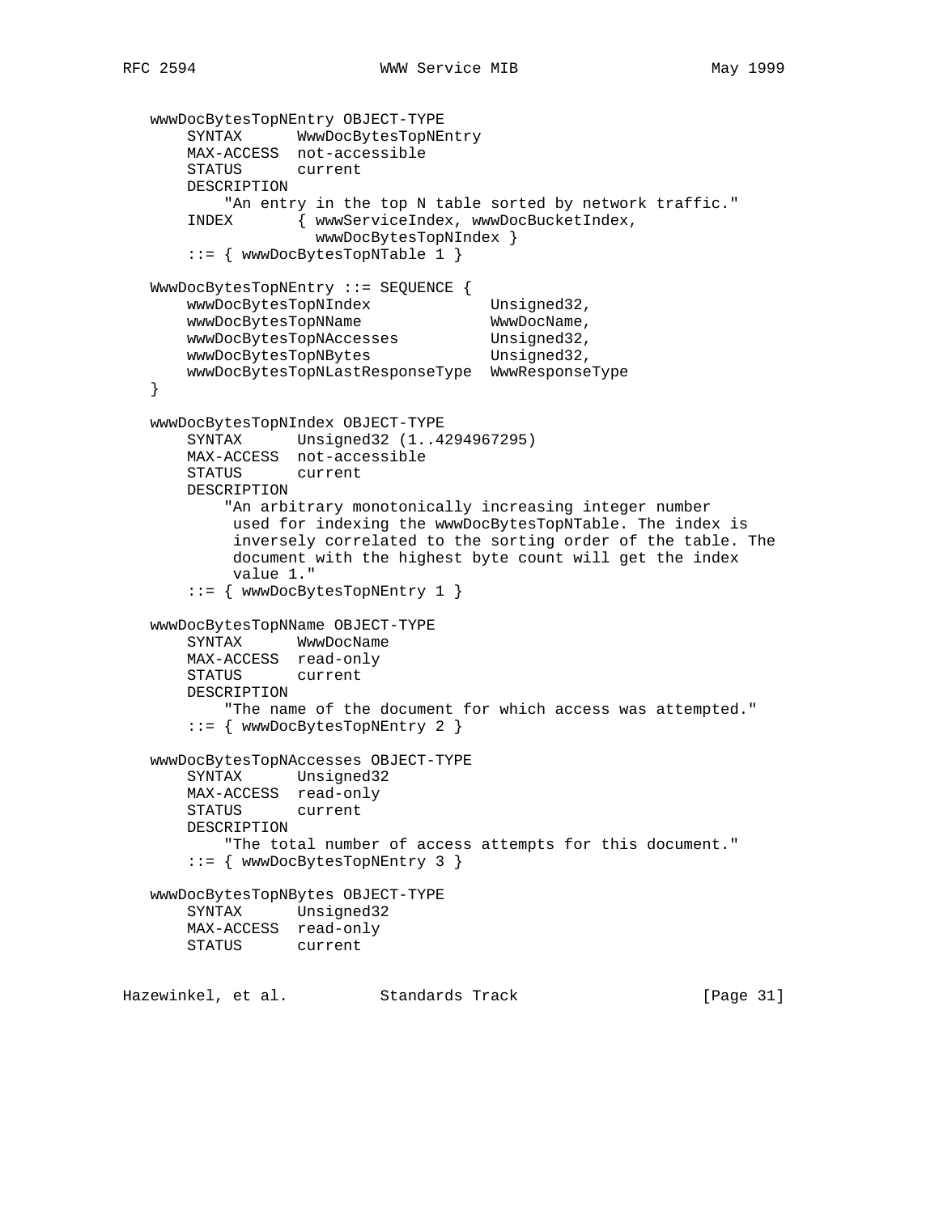```
   wwwDocBytesTopNEntry OBJECT-TYPE
       SYNTAX      WwwDocBytesTopNEntry
       MAX-ACCESS  not-accessible
       STATUS      current
       DESCRIPTION
           "An entry in the top N table sorted by network traffic."
       INDEX       { wwwServiceIndex, wwwDocBucketIndex,
                     wwwDocBytesTopNIndex }
       ::= { wwwDocBytesTopNTable 1 }

   WwwDocBytesTopNEntry ::= SEQUENCE {
       wwwDocBytesTopNIndex             Unsigned32,
       wwwDocBytesTopNName              WwwDocName,
       wwwDocBytesTopNAccesses          Unsigned32,
       wwwDocBytesTopNBytes             Unsigned32,
       wwwDocBytesTopNLastResponseType  WwwResponseType
   }

   wwwDocBytesTopNIndex OBJECT-TYPE
       SYNTAX      Unsigned32 (1..4294967295)
       MAX-ACCESS  not-accessible
       STATUS      current
       DESCRIPTION
           "An arbitrary monotonically increasing integer number
            used for indexing the wwwDocBytesTopNTable. The index is
            inversely correlated to the sorting order of the table. The
            document with the highest byte count will get the index
            value 1."
       ::= { wwwDocBytesTopNEntry 1 }

   wwwDocBytesTopNName OBJECT-TYPE
       SYNTAX      WwwDocName
       MAX-ACCESS  read-only
       STATUS      current
       DESCRIPTION
           "The name of the document for which access was attempted."
       ::= { wwwDocBytesTopNEntry 2 }

   wwwDocBytesTopNAccesses OBJECT-TYPE
       SYNTAX      Unsigned32
       MAX-ACCESS  read-only
       STATUS      current
       DESCRIPTION
           "The total number of access attempts for this document."
       ::= { wwwDocBytesTopNEntry 3 }

   wwwDocBytesTopNBytes OBJECT-TYPE
       SYNTAX      Unsigned32
       MAX-ACCESS  read-only
       STATUS      current
```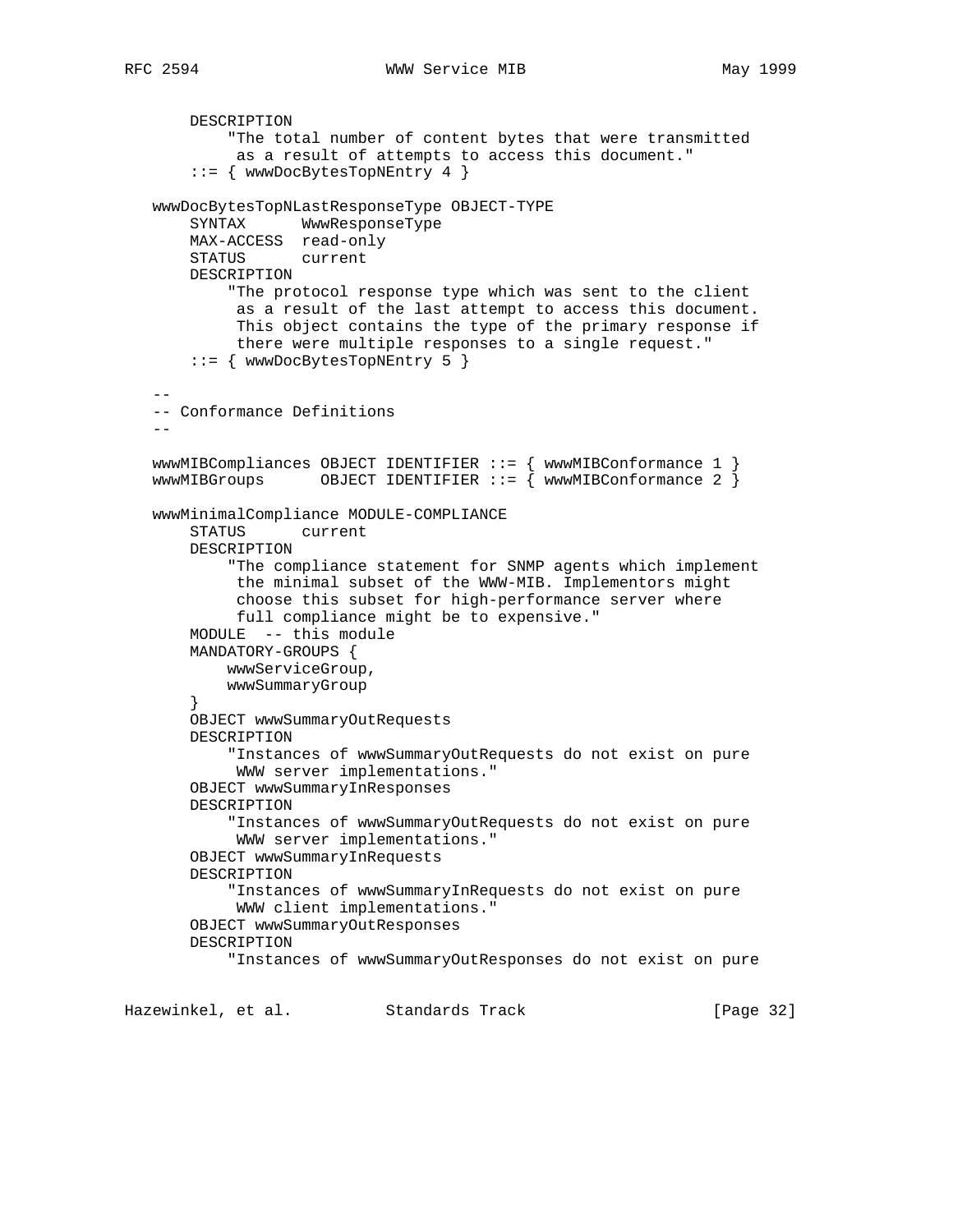```
        DESCRIPTION
            "The total number of content bytes that were transmitted
             as a result of attempts to access this document."
        ::= { wwwDocBytesTopNEntry 4 }

    wwwDocBytesTopNLastResponseType OBJECT-TYPE
        SYNTAX      WwwResponseType
        MAX-ACCESS  read-only
        STATUS      current
        DESCRIPTION
            "The protocol response type which was sent to the client
             as a result of the last attempt to access this document.
             This object contains the type of the primary response if
             there were multiple responses to a single request."
        ::= { wwwDocBytesTopNEntry 5 }

    --
    -- Conformance Definitions
    --

    wwwMIBCompliances OBJECT IDENTIFIER ::= { wwwMIBConformance 1 }
    wwwMIBGroups      OBJECT IDENTIFIER ::= { wwwMIBConformance 2 }

    wwwMinimalCompliance MODULE-COMPLIANCE
        STATUS      current
        DESCRIPTION
            "The compliance statement for SNMP agents which implement
             the minimal subset of the WWW-MIB. Implementors might
             choose this subset for high-performance server where
             full compliance might be to expensive."
        MODULE  -- this module
        MANDATORY-GROUPS {
            wwwServiceGroup,
            wwwSummaryGroup
        }
        OBJECT wwwSummaryOutRequests
        DESCRIPTION
            "Instances of wwwSummaryOutRequests do not exist on pure
             WWW server implementations."
        OBJECT wwwSummaryInResponses
        DESCRIPTION
            "Instances of wwwSummaryOutRequests do not exist on pure
             WWW server implementations."
        OBJECT wwwSummaryInRequests
        DESCRIPTION
            "Instances of wwwSummaryInRequests do not exist on pure
             WWW client implementations."
        OBJECT wwwSummaryOutResponses
        DESCRIPTION
            "Instances of wwwSummaryOutResponses do not exist on pure
```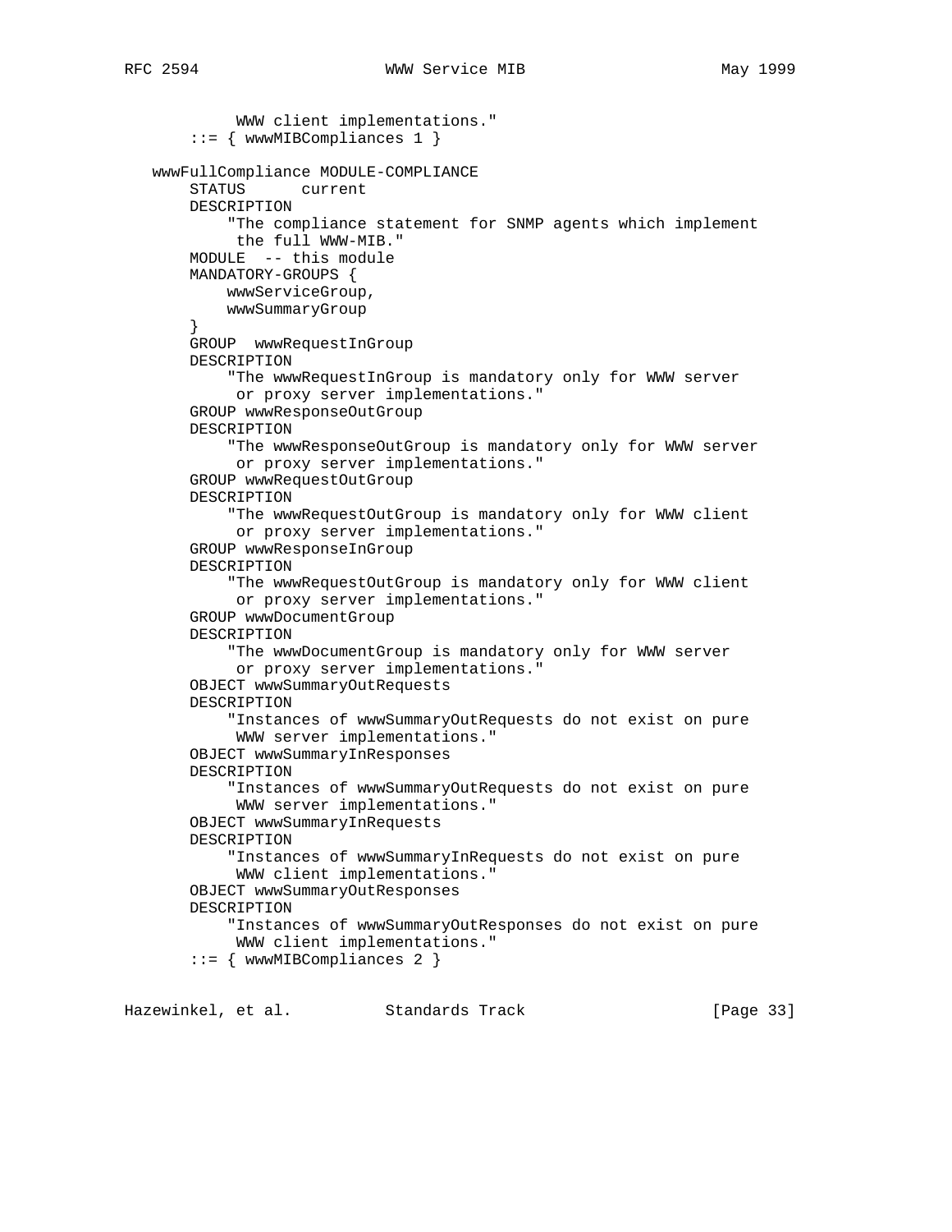```
           WWW client implementations."
       ::= { wwwMIBCompliances 1 }

   wwwFullCompliance MODULE-COMPLIANCE
       STATUS      current
       DESCRIPTION
           "The compliance statement for SNMP agents which implement
            the full WWW-MIB."
       MODULE  -- this module
       MANDATORY-GROUPS {
           wwwServiceGroup,
           wwwSummaryGroup
       }
       GROUP  wwwRequestInGroup
       DESCRIPTION
           "The wwwRequestInGroup is mandatory only for WWW server
            or proxy server implementations."
       GROUP wwwResponseOutGroup
       DESCRIPTION
           "The wwwResponseOutGroup is mandatory only for WWW server
            or proxy server implementations."
       GROUP wwwRequestOutGroup
       DESCRIPTION
           "The wwwRequestOutGroup is mandatory only for WWW client
            or proxy server implementations."
       GROUP wwwResponseInGroup
       DESCRIPTION
           "The wwwRequestOutGroup is mandatory only for WWW client
            or proxy server implementations."
       GROUP wwwDocumentGroup
       DESCRIPTION
           "The wwwDocumentGroup is mandatory only for WWW server
            or proxy server implementations."
       OBJECT wwwSummaryOutRequests
       DESCRIPTION
           "Instances of wwwSummaryOutRequests do not exist on pure
            WWW server implementations."
       OBJECT wwwSummaryInResponses
       DESCRIPTION
           "Instances of wwwSummaryOutRequests do not exist on pure
            WWW server implementations."
       OBJECT wwwSummaryInRequests
       DESCRIPTION
           "Instances of wwwSummaryInRequests do not exist on pure
            WWW client implementations."
       OBJECT wwwSummaryOutResponses
       DESCRIPTION
           "Instances of wwwSummaryOutResponses do not exist on pure
            WWW client implementations."
       ::= { wwwMIBCompliances 2 }
```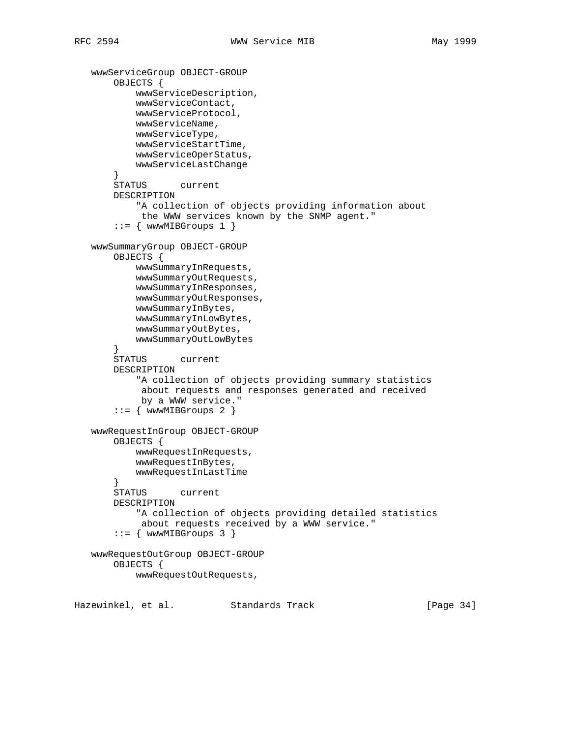```
   wwwServiceGroup OBJECT-GROUP
       OBJECTS {
           wwwServiceDescription,
           wwwServiceContact,
           wwwServiceProtocol,
           wwwServiceName,
           wwwServiceType,
           wwwServiceStartTime,
           wwwServiceOperStatus,
           wwwServiceLastChange
       }
       STATUS      current
       DESCRIPTION
           "A collection of objects providing information about
            the WWW services known by the SNMP agent."
       ::= { wwwMIBGroups 1 }

   wwwSummaryGroup OBJECT-GROUP
       OBJECTS {
           wwwSummaryInRequests,
           wwwSummaryOutRequests,
           wwwSummaryInResponses,
           wwwSummaryOutResponses,
           wwwSummaryInBytes,
           wwwSummaryInLowBytes,
           wwwSummaryOutBytes,
           wwwSummaryOutLowBytes
       }
       STATUS      current
       DESCRIPTION
           "A collection of objects providing summary statistics
            about requests and responses generated and received
            by a WWW service."
       ::= { wwwMIBGroups 2 }

   wwwRequestInGroup OBJECT-GROUP
       OBJECTS {
           wwwRequestInRequests,
           wwwRequestInBytes,
           wwwRequestInLastTime
       }
       STATUS      current
       DESCRIPTION
           "A collection of objects providing detailed statistics
            about requests received by a WWW service."
       ::= { wwwMIBGroups 3 }

   wwwRequestOutGroup OBJECT-GROUP
       OBJECTS {
           wwwRequestOutRequests,
```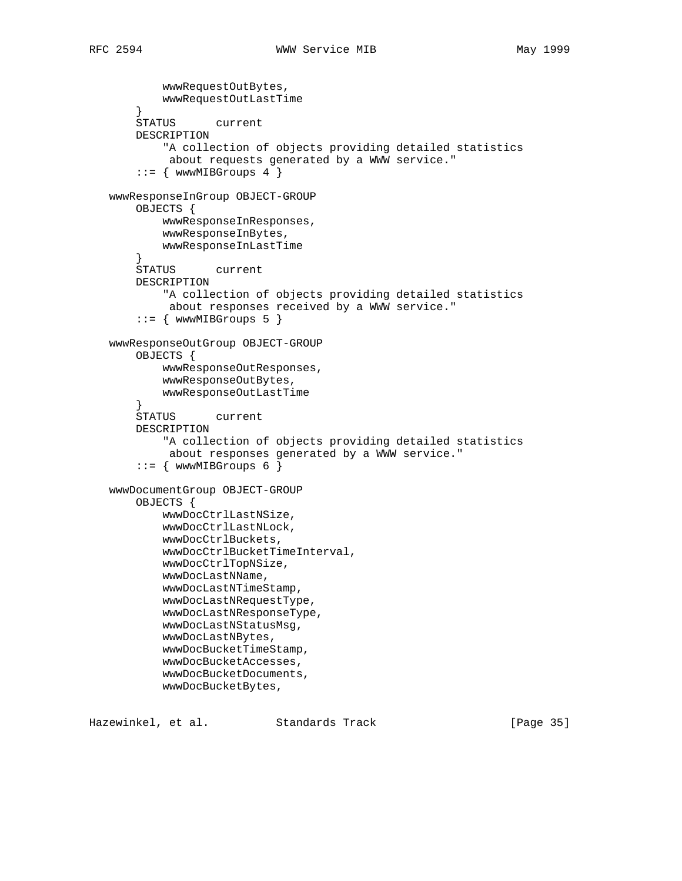```
           wwwRequestOutBytes,
           wwwRequestOutLastTime
       }
       STATUS      current
       DESCRIPTION
           "A collection of objects providing detailed statistics
            about requests generated by a WWW service."
       ::= { wwwMIBGroups 4 }

   wwwResponseInGroup OBJECT-GROUP
       OBJECTS {
           wwwResponseInResponses,
           wwwResponseInBytes,
           wwwResponseInLastTime
       }
       STATUS      current
       DESCRIPTION
           "A collection of objects providing detailed statistics
            about responses received by a WWW service."
       ::= { wwwMIBGroups 5 }

   wwwResponseOutGroup OBJECT-GROUP
       OBJECTS {
           wwwResponseOutResponses,
           wwwResponseOutBytes,
           wwwResponseOutLastTime
       }
       STATUS      current
       DESCRIPTION
           "A collection of objects providing detailed statistics
            about responses generated by a WWW service."
       ::= { wwwMIBGroups 6 }

   wwwDocumentGroup OBJECT-GROUP
       OBJECTS {
           wwwDocCtrlLastNSize,
           wwwDocCtrlLastNLock,
           wwwDocCtrlBuckets,
           wwwDocCtrlBucketTimeInterval,
           wwwDocCtrlTopNSize,
           wwwDocLastNName,
           wwwDocLastNTimeStamp,
           wwwDocLastNRequestType,
           wwwDocLastNResponseType,
           wwwDocLastNStatusMsg,
           wwwDocLastNBytes,
           wwwDocBucketTimeStamp,
           wwwDocBucketAccesses,
           wwwDocBucketDocuments,
           wwwDocBucketBytes,
```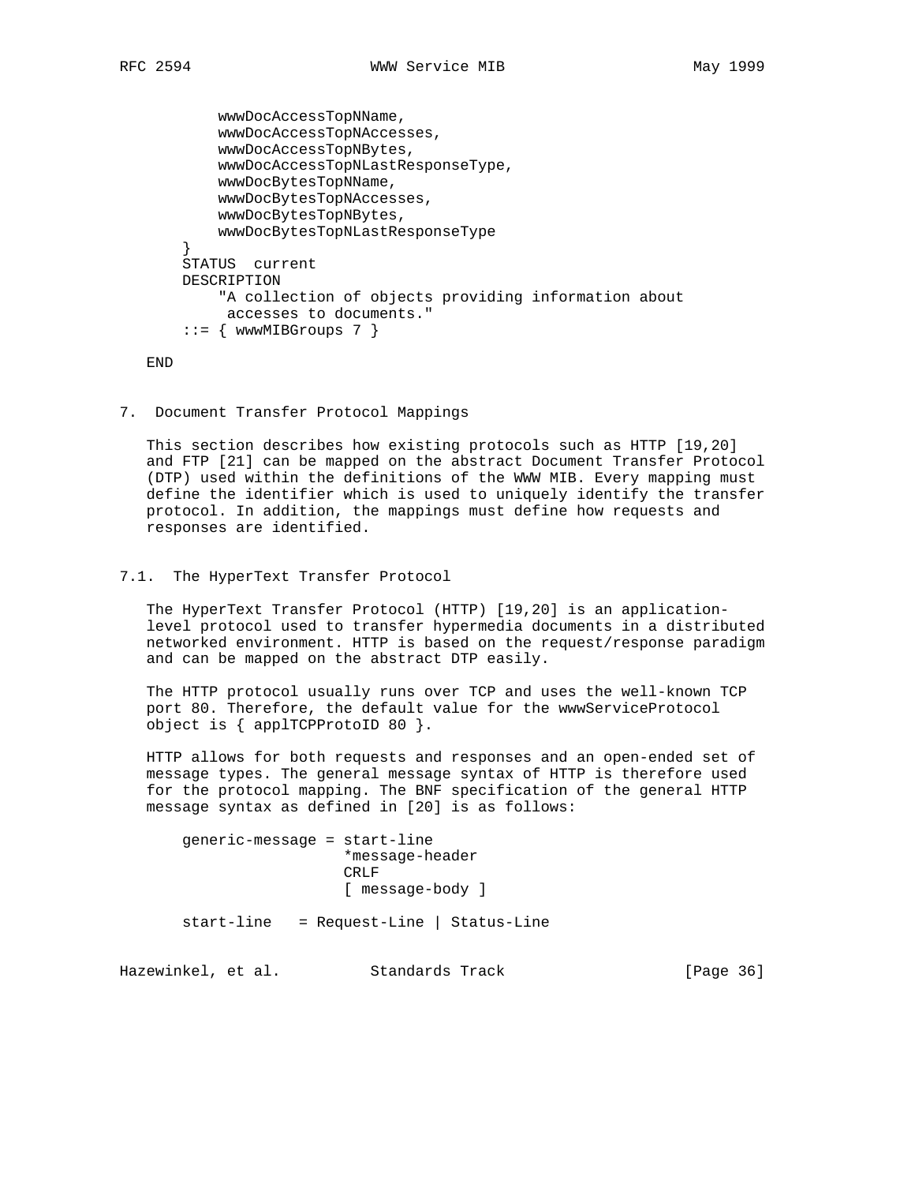```
        wwwDocAccessTopNName,
        wwwDocAccessTopNAccesses,
        wwwDocAccessTopNBytes,
        wwwDocAccessTopNLastResponseType,
        wwwDocBytesTopNName,
        wwwDocBytesTopNAccesses,
        wwwDocBytesTopNBytes,
        wwwDocBytesTopNLastResponseType
    }
    STATUS  current
    DESCRIPTION
        "A collection of objects providing information about
         accesses to documents."
    ::= { wwwMIBGroups 7 }

END
```

## 7. Document Transfer Protocol Mappings

This section describes how existing protocols such as HTTP [19,20] and FTP [21] can be mapped on the abstract Document Transfer Protocol (DTP) used within the definitions of the WWW MIB. Every mapping must define the identifier which is used to uniquely identify the transfer protocol. In addition, the mappings must define how requests and responses are identified.

### 7.1. The HyperText Transfer Protocol

The HyperText Transfer Protocol (HTTP) [19,20] is an application-level protocol used to transfer hypermedia documents in a distributed networked environment. HTTP is based on the request/response paradigm and can be mapped on the abstract DTP easily.

The HTTP protocol usually runs over TCP and uses the well-known TCP port 80. Therefore, the default value for the wwwServiceProtocol object is { applTCPProtoID 80 }.

HTTP allows for both requests and responses and an open-ended set of message types. The general message syntax of HTTP is therefore used for the protocol mapping. The BNF specification of the general HTTP message syntax as defined in [20] is as follows:

```
generic-message = start-line
                  *message-header
                  CRLF
                  [ message-body ]

start-line   = Request-Line | Status-Line
```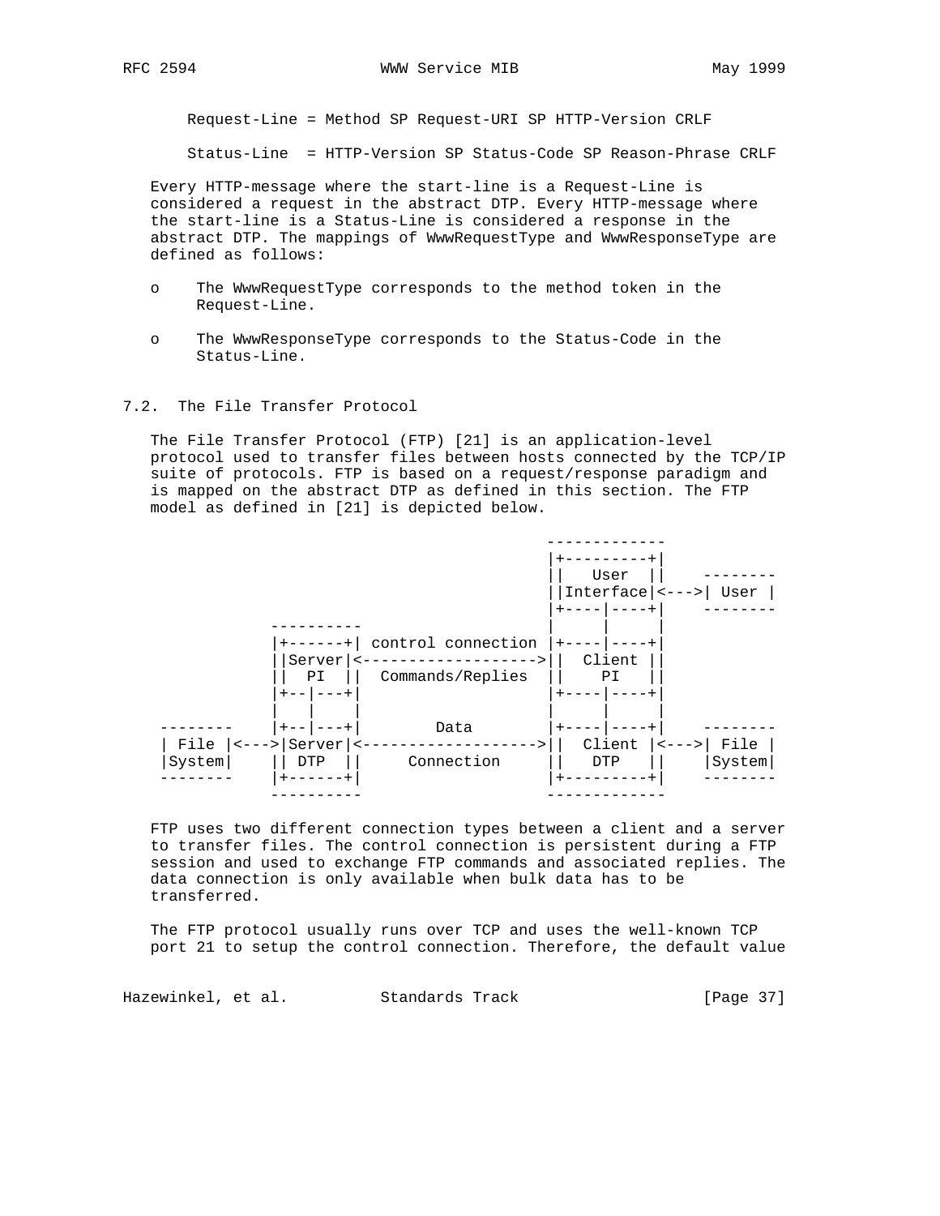```
Request-Line = Method SP Request-URI SP HTTP-Version CRLF

Status-Line  = HTTP-Version SP Status-Code SP Reason-Phrase CRLF
```

Every HTTP-message where the start-line is a Request-Line is considered a request in the abstract DTP. Every HTTP-message where the start-line is a Status-Line is considered a response in the abstract DTP. The mappings of WwwRequestType and WwwResponseType are defined as follows:

- o The WwwRequestType corresponds to the method token in the Request-Line.
- o The WwwResponseType corresponds to the Status-Code in the Status-Line.

### 7.2. The File Transfer Protocol

The File Transfer Protocol (FTP) [21] is an application-level protocol used to transfer files between hosts connected by the TCP/IP suite of protocols. FTP is based on a request/response paradigm and is mapped on the abstract DTP as defined in this section. The FTP model as defined in [21] is depicted below.

```
                                             -------------
                                             |+---------+|
                                             ||   User  ||    --------
                                             ||Interface|<--->| User |
                                             |+----|----+|    --------
                 ----------                  |     |     |
                 |+------+| control connection |+----|----+|
                 ||Server|<-------------------->||  Client ||
                 ||  PI  ||  Commands/Replies  ||    PI   ||
                 |+--|---+|                  |+----|----+|
                 |   |    |                  |     |     |
      --------   |+--|---+|       Data       |+----|----+|    --------
      | File |<--->|Server|<-------------------->||  Client |<--->| File |
      |System|   || DTP  ||     Connection   ||   DTP   ||    |System|
      --------   |+------+|                  |+---------+|    --------
                 ----------                  -------------
```

FTP uses two different connection types between a client and a server to transfer files. The control connection is persistent during a FTP session and used to exchange FTP commands and associated replies. The data connection is only available when bulk data has to be transferred.

The FTP protocol usually runs over TCP and uses the well-known TCP port 21 to setup the control connection. Therefore, the default value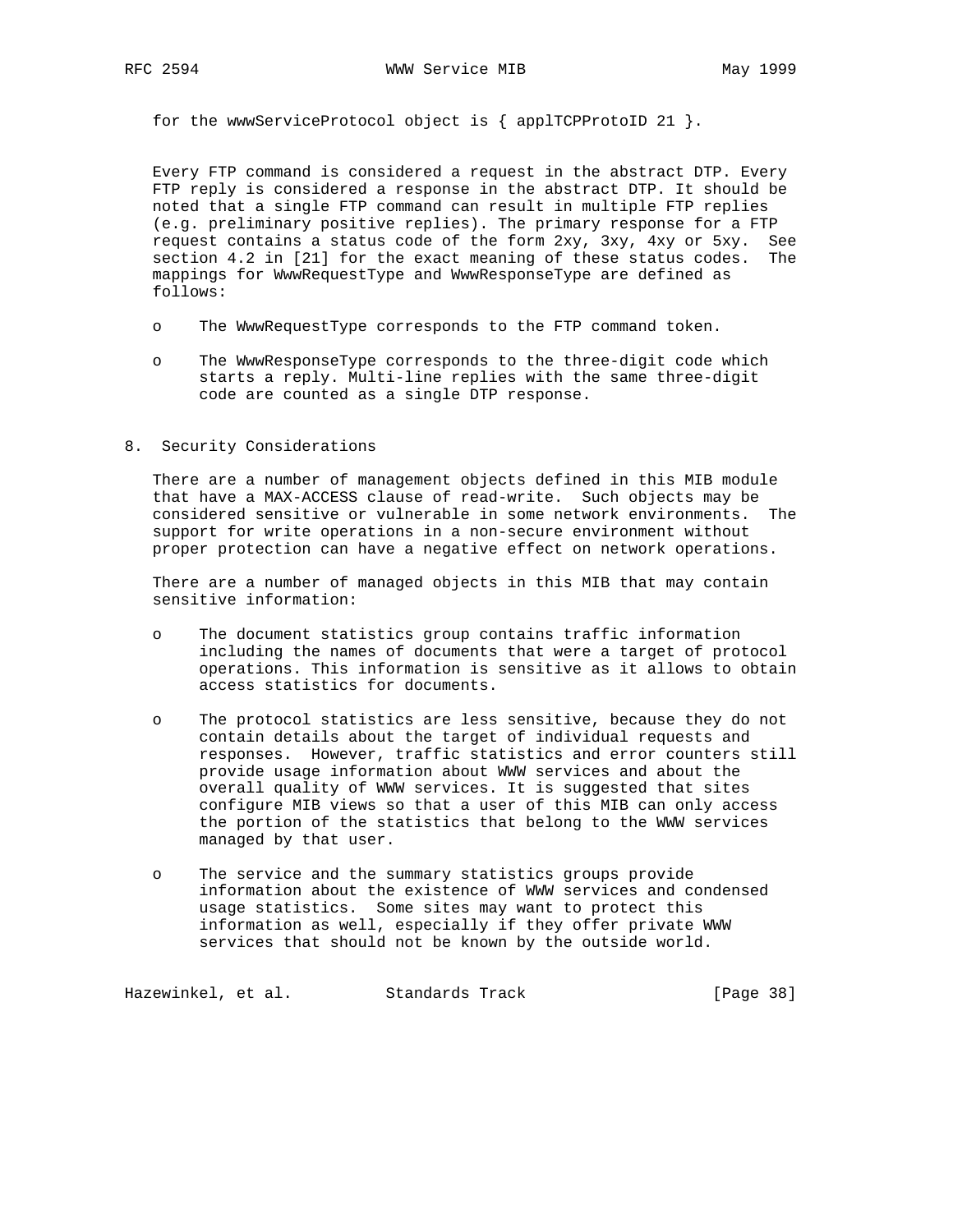for the wwwServiceProtocol object is { applTCPProtoID 21 }.

Every FTP command is considered a request in the abstract DTP. Every FTP reply is considered a response in the abstract DTP. It should be noted that a single FTP command can result in multiple FTP replies (e.g. preliminary positive replies). The primary response for a FTP request contains a status code of the form 2xy, 3xy, 4xy or 5xy. See section 4.2 in [21] for the exact meaning of these status codes. The mappings for WwwRequestType and WwwResponseType are defined as follows:

- The WwwRequestType corresponds to the FTP command token.
- The WwwResponseType corresponds to the three-digit code which starts a reply. Multi-line replies with the same three-digit code are counted as a single DTP response.

## 8. Security Considerations

There are a number of management objects defined in this MIB module that have a MAX-ACCESS clause of read-write. Such objects may be considered sensitive or vulnerable in some network environments. The support for write operations in a non-secure environment without proper protection can have a negative effect on network operations.

There are a number of managed objects in this MIB that may contain sensitive information:

- The document statistics group contains traffic information including the names of documents that were a target of protocol operations. This information is sensitive as it allows to obtain access statistics for documents.
- The protocol statistics are less sensitive, because they do not contain details about the target of individual requests and responses. However, traffic statistics and error counters still provide usage information about WWW services and about the overall quality of WWW services. It is suggested that sites configure MIB views so that a user of this MIB can only access the portion of the statistics that belong to the WWW services managed by that user.
- The service and the summary statistics groups provide information about the existence of WWW services and condensed usage statistics. Some sites may want to protect this information as well, especially if they offer private WWW services that should not be known by the outside world.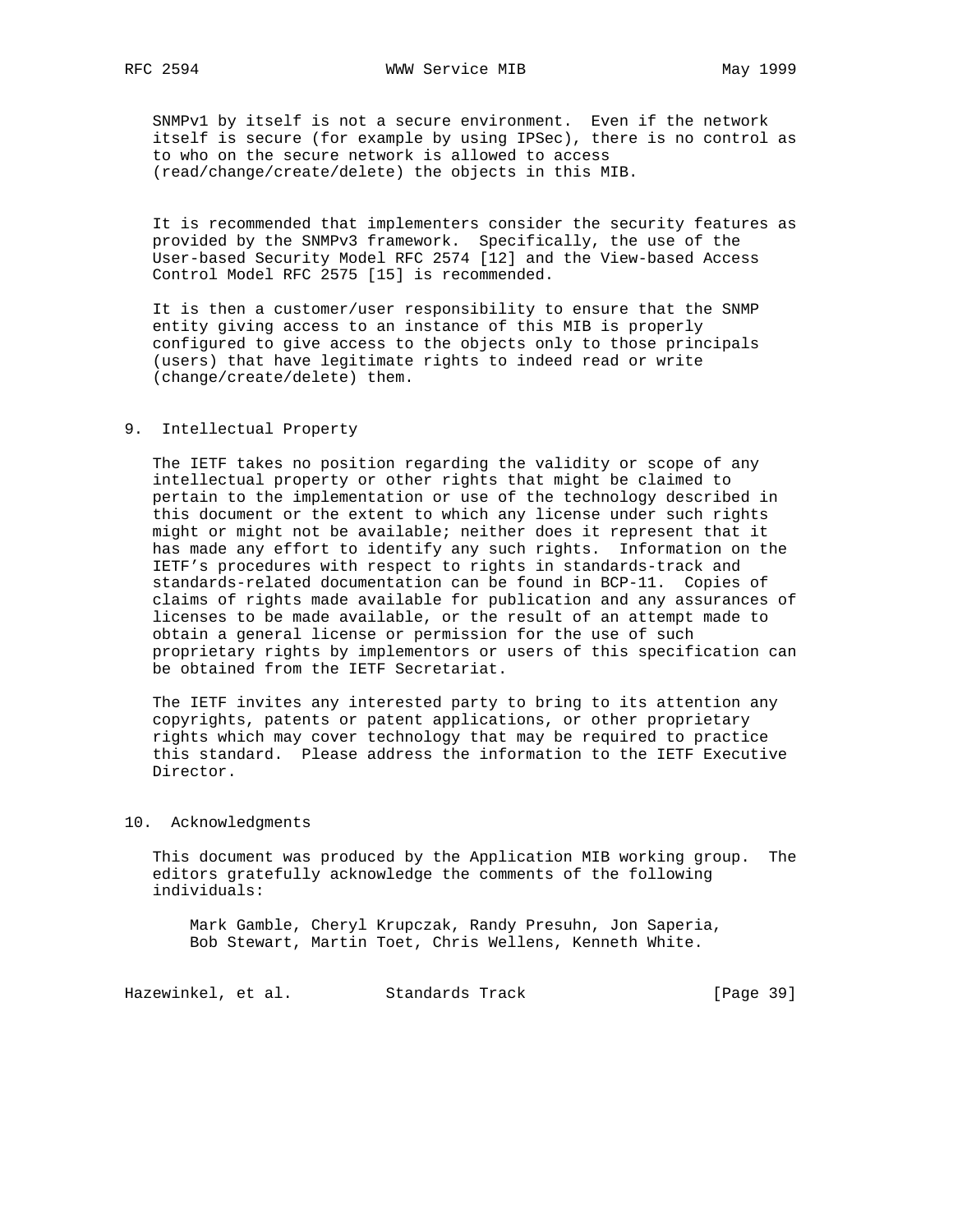SNMPv1 by itself is not a secure environment. Even if the network itself is secure (for example by using IPSec), there is no control as to who on the secure network is allowed to access (read/change/create/delete) the objects in this MIB.

It is recommended that implementers consider the security features as provided by the SNMPv3 framework. Specifically, the use of the User-based Security Model RFC 2574 [12] and the View-based Access Control Model RFC 2575 [15] is recommended.

It is then a customer/user responsibility to ensure that the SNMP entity giving access to an instance of this MIB is properly configured to give access to the objects only to those principals (users) that have legitimate rights to indeed read or write (change/create/delete) them.

## 9. Intellectual Property

The IETF takes no position regarding the validity or scope of any intellectual property or other rights that might be claimed to pertain to the implementation or use of the technology described in this document or the extent to which any license under such rights might or might not be available; neither does it represent that it has made any effort to identify any such rights. Information on the IETF's procedures with respect to rights in standards-track and standards-related documentation can be found in BCP-11. Copies of claims of rights made available for publication and any assurances of licenses to be made available, or the result of an attempt made to obtain a general license or permission for the use of such proprietary rights by implementors or users of this specification can be obtained from the IETF Secretariat.

The IETF invites any interested party to bring to its attention any copyrights, patents or patent applications, or other proprietary rights which may cover technology that may be required to practice this standard. Please address the information to the IETF Executive Director.

## 10. Acknowledgments

This document was produced by the Application MIB working group. The editors gratefully acknowledge the comments of the following individuals:

Mark Gamble, Cheryl Krupczak, Randy Presuhn, Jon Saperia, Bob Stewart, Martin Toet, Chris Wellens, Kenneth White.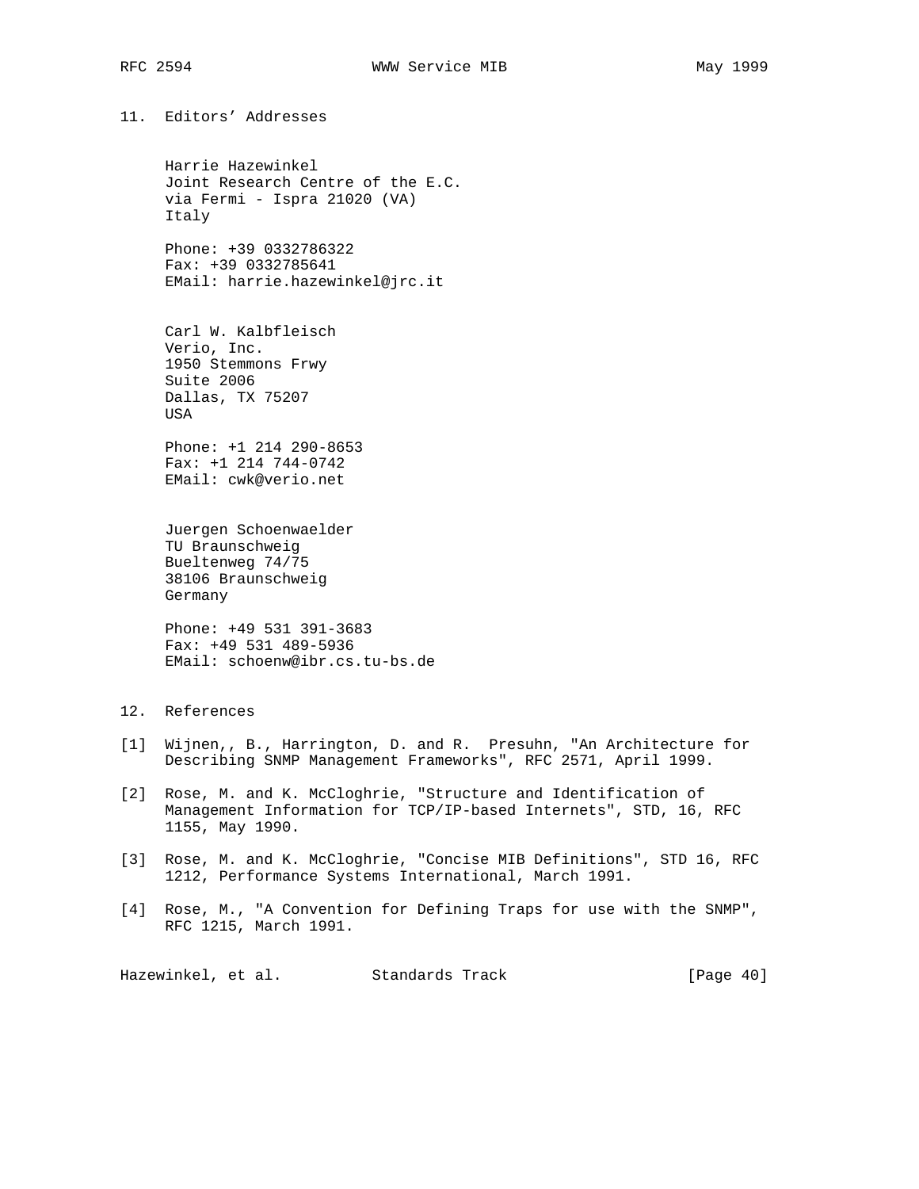## 11. Editors' Addresses

Harrie Hazewinkel
Joint Research Centre of the E.C.
via Fermi - Ispra 21020 (VA)
Italy

Phone: +39 0332786322
Fax: +39 0332785641
EMail: harrie.hazewinkel@jrc.it

Carl W. Kalbfleisch
Verio, Inc.
1950 Stemmons Frwy
Suite 2006
Dallas, TX 75207
USA

Phone: +1 214 290-8653
Fax: +1 214 744-0742
EMail: cwk@verio.net

Juergen Schoenwaelder
TU Braunschweig
Bueltenweg 74/75
38106 Braunschweig
Germany

Phone: +49 531 391-3683
Fax: +49 531 489-5936
EMail: schoenw@ibr.cs.tu-bs.de

## 12. References

[1] Wijnen,, B., Harrington, D. and R. Presuhn, "An Architecture for Describing SNMP Management Frameworks", RFC 2571, April 1999.

[2] Rose, M. and K. McCloghrie, "Structure and Identification of Management Information for TCP/IP-based Internets", STD, 16, RFC 1155, May 1990.

[3] Rose, M. and K. McCloghrie, "Concise MIB Definitions", STD 16, RFC 1212, Performance Systems International, March 1991.

[4] Rose, M., "A Convention for Defining Traps for use with the SNMP", RFC 1215, March 1991.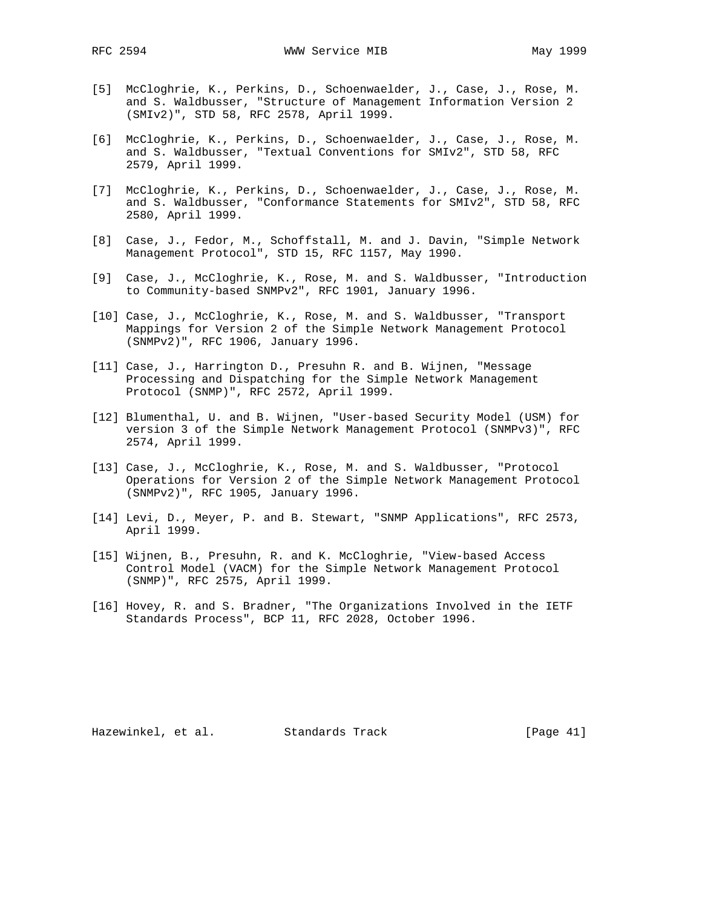[5] McCloghrie, K., Perkins, D., Schoenwaelder, J., Case, J., Rose, M. and S. Waldbusser, "Structure of Management Information Version 2 (SMIv2)", STD 58, RFC 2578, April 1999.

[6] McCloghrie, K., Perkins, D., Schoenwaelder, J., Case, J., Rose, M. and S. Waldbusser, "Textual Conventions for SMIv2", STD 58, RFC 2579, April 1999.

[7] McCloghrie, K., Perkins, D., Schoenwaelder, J., Case, J., Rose, M. and S. Waldbusser, "Conformance Statements for SMIv2", STD 58, RFC 2580, April 1999.

[8] Case, J., Fedor, M., Schoffstall, M. and J. Davin, "Simple Network Management Protocol", STD 15, RFC 1157, May 1990.

[9] Case, J., McCloghrie, K., Rose, M. and S. Waldbusser, "Introduction to Community-based SNMPv2", RFC 1901, January 1996.

[10] Case, J., McCloghrie, K., Rose, M. and S. Waldbusser, "Transport Mappings for Version 2 of the Simple Network Management Protocol (SNMPv2)", RFC 1906, January 1996.

[11] Case, J., Harrington D., Presuhn R. and B. Wijnen, "Message Processing and Dispatching for the Simple Network Management Protocol (SNMP)", RFC 2572, April 1999.

[12] Blumenthal, U. and B. Wijnen, "User-based Security Model (USM) for version 3 of the Simple Network Management Protocol (SNMPv3)", RFC 2574, April 1999.

[13] Case, J., McCloghrie, K., Rose, M. and S. Waldbusser, "Protocol Operations for Version 2 of the Simple Network Management Protocol (SNMPv2)", RFC 1905, January 1996.

[14] Levi, D., Meyer, P. and B. Stewart, "SNMP Applications", RFC 2573, April 1999.

[15] Wijnen, B., Presuhn, R. and K. McCloghrie, "View-based Access Control Model (VACM) for the Simple Network Management Protocol (SNMP)", RFC 2575, April 1999.

[16] Hovey, R. and S. Bradner, "The Organizations Involved in the IETF Standards Process", BCP 11, RFC 2028, October 1996.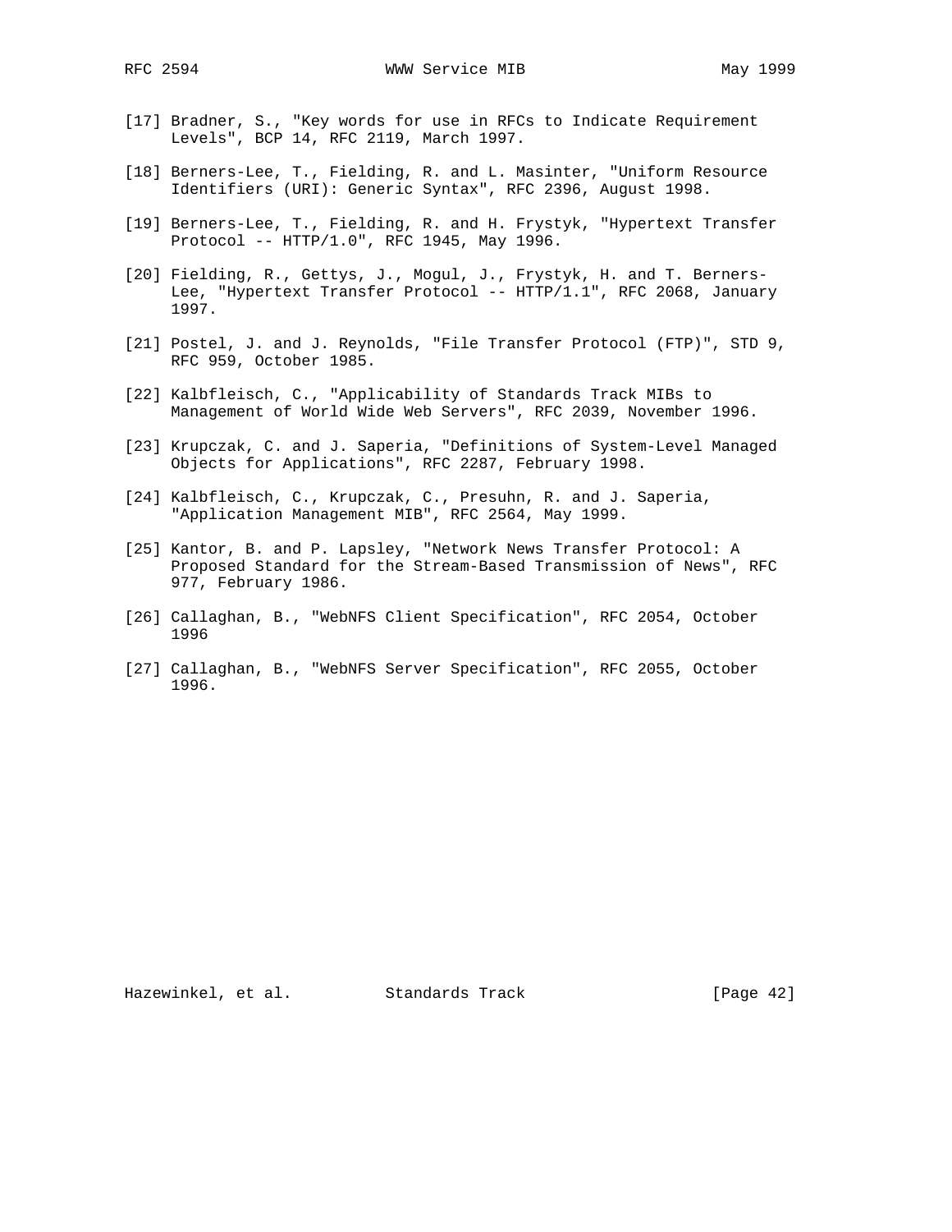[17] Bradner, S., "Key words for use in RFCs to Indicate Requirement Levels", BCP 14, RFC 2119, March 1997.

[18] Berners-Lee, T., Fielding, R. and L. Masinter, "Uniform Resource Identifiers (URI): Generic Syntax", RFC 2396, August 1998.

[19] Berners-Lee, T., Fielding, R. and H. Frystyk, "Hypertext Transfer Protocol -- HTTP/1.0", RFC 1945, May 1996.

[20] Fielding, R., Gettys, J., Mogul, J., Frystyk, H. and T. Berners-Lee, "Hypertext Transfer Protocol -- HTTP/1.1", RFC 2068, January 1997.

[21] Postel, J. and J. Reynolds, "File Transfer Protocol (FTP)", STD 9, RFC 959, October 1985.

[22] Kalbfleisch, C., "Applicability of Standards Track MIBs to Management of World Wide Web Servers", RFC 2039, November 1996.

[23] Krupczak, C. and J. Saperia, "Definitions of System-Level Managed Objects for Applications", RFC 2287, February 1998.

[24] Kalbfleisch, C., Krupczak, C., Presuhn, R. and J. Saperia, "Application Management MIB", RFC 2564, May 1999.

[25] Kantor, B. and P. Lapsley, "Network News Transfer Protocol: A Proposed Standard for the Stream-Based Transmission of News", RFC 977, February 1986.

[26] Callaghan, B., "WebNFS Client Specification", RFC 2054, October 1996

[27] Callaghan, B., "WebNFS Server Specification", RFC 2055, October 1996.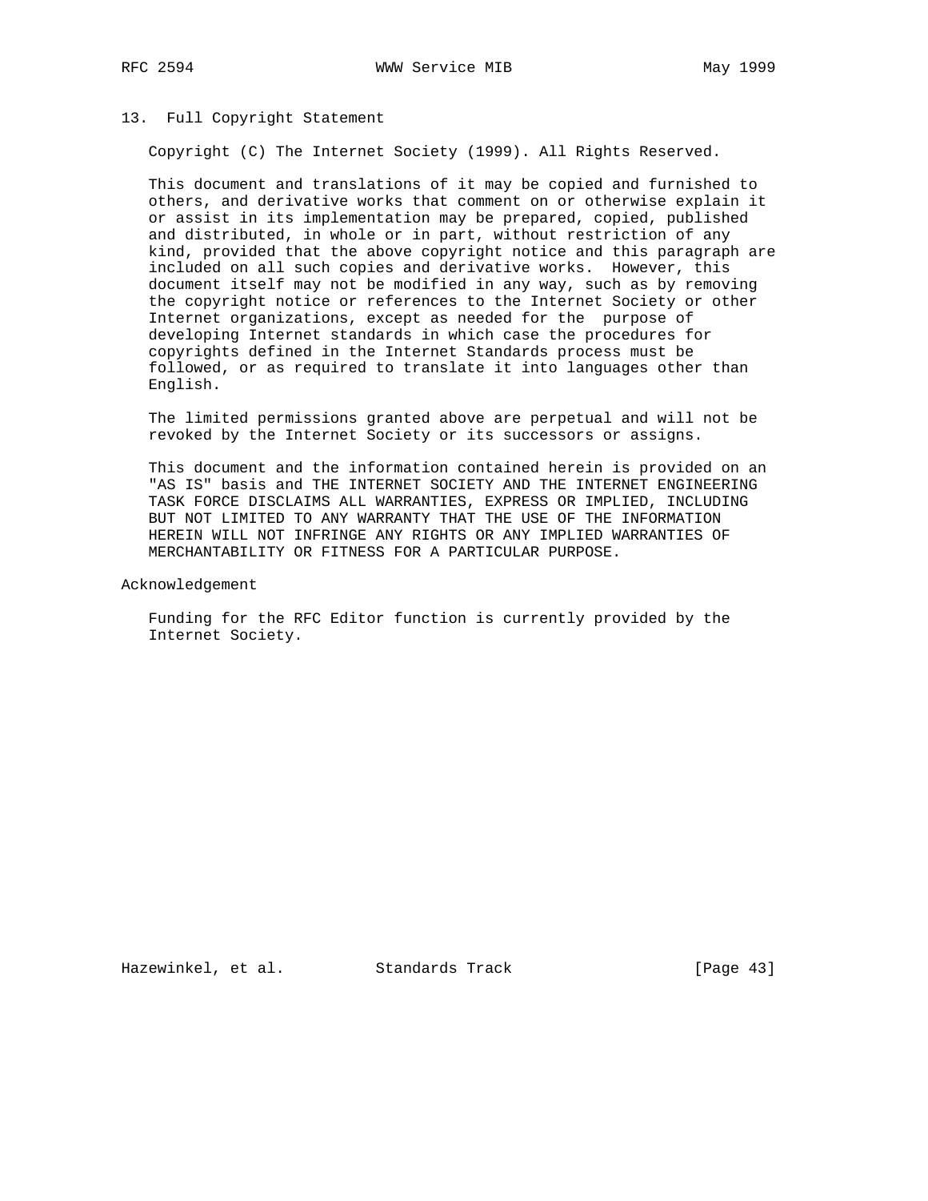## 13. Full Copyright Statement

Copyright (C) The Internet Society (1999). All Rights Reserved.

This document and translations of it may be copied and furnished to others, and derivative works that comment on or otherwise explain it or assist in its implementation may be prepared, copied, published and distributed, in whole or in part, without restriction of any kind, provided that the above copyright notice and this paragraph are included on all such copies and derivative works. However, this document itself may not be modified in any way, such as by removing the copyright notice or references to the Internet Society or other Internet organizations, except as needed for the purpose of developing Internet standards in which case the procedures for copyrights defined in the Internet Standards process must be followed, or as required to translate it into languages other than English.

The limited permissions granted above are perpetual and will not be revoked by the Internet Society or its successors or assigns.

This document and the information contained herein is provided on an "AS IS" basis and THE INTERNET SOCIETY AND THE INTERNET ENGINEERING TASK FORCE DISCLAIMS ALL WARRANTIES, EXPRESS OR IMPLIED, INCLUDING BUT NOT LIMITED TO ANY WARRANTY THAT THE USE OF THE INFORMATION HEREIN WILL NOT INFRINGE ANY RIGHTS OR ANY IMPLIED WARRANTIES OF MERCHANTABILITY OR FITNESS FOR A PARTICULAR PURPOSE.

## Acknowledgement

Funding for the RFC Editor function is currently provided by the Internet Society.